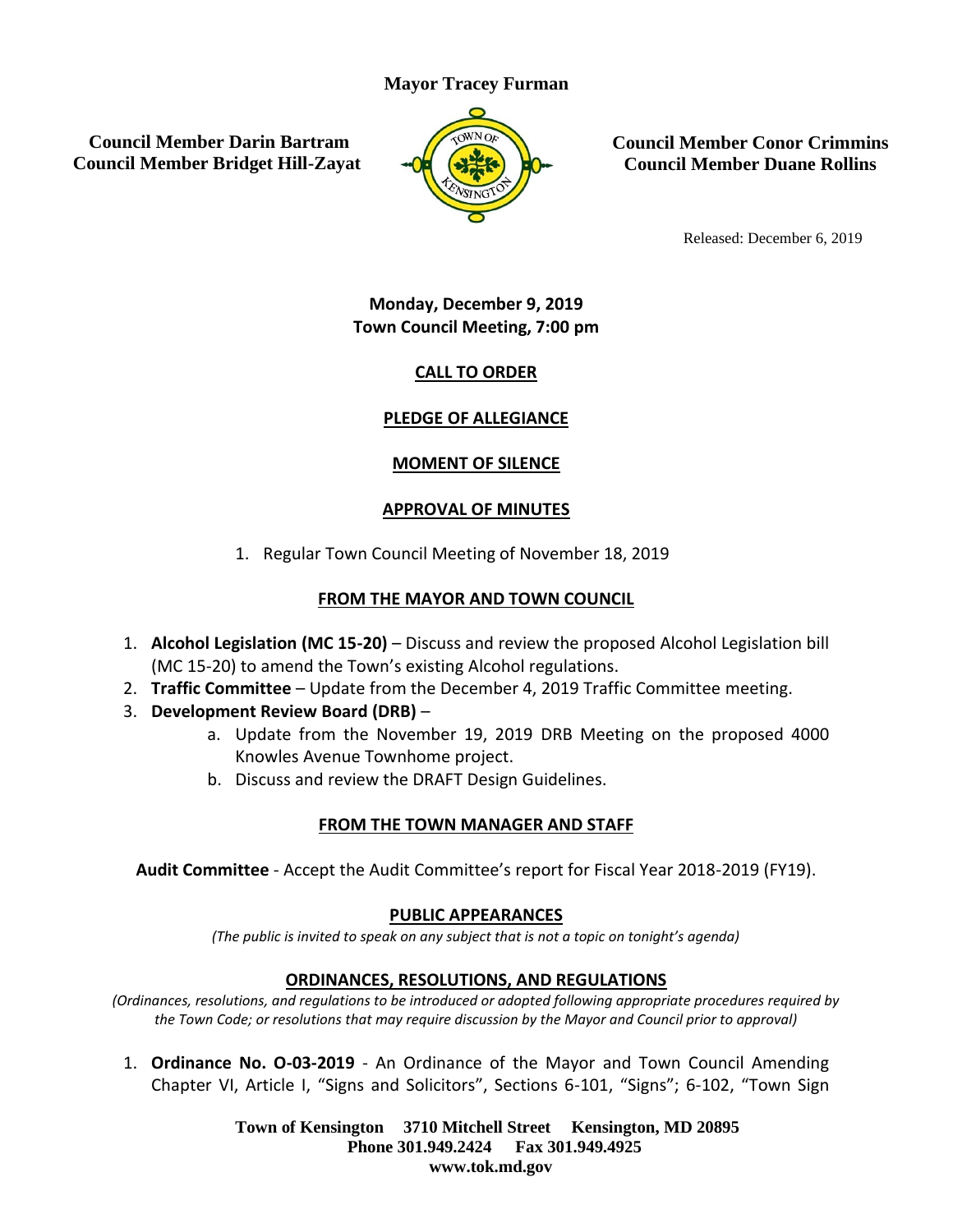**Mayor Tracey Furman**

**Council Member Darin Bartram**
**Council Member Bridget Hill-Zayat**

**Council Member Conor Crimmins**
**Council Member Duane Rollins**

Released: December 6, 2019

**Monday, December 9, 2019**
**Town Council Meeting, 7:00 pm**

## CALL TO ORDER

## PLEDGE OF ALLEGIANCE

## MOMENT OF SILENCE

## APPROVAL OF MINUTES

1. Regular Town Council Meeting of November 18, 2019

## FROM THE MAYOR AND TOWN COUNCIL

1. **Alcohol Legislation (MC 15-20)** – Discuss and review the proposed Alcohol Legislation bill (MC 15-20) to amend the Town's existing Alcohol regulations.
2. **Traffic Committee** – Update from the December 4, 2019 Traffic Committee meeting.
3. **Development Review Board (DRB)** –
   a. Update from the November 19, 2019 DRB Meeting on the proposed 4000 Knowles Avenue Townhome project.
   b. Discuss and review the DRAFT Design Guidelines.

## FROM THE TOWN MANAGER AND STAFF

**Audit Committee** - Accept the Audit Committee's report for Fiscal Year 2018-2019 (FY19).

## PUBLIC APPEARANCES

*(The public is invited to speak on any subject that is not a topic on tonight's agenda)*

## ORDINANCES, RESOLUTIONS, AND REGULATIONS

*(Ordinances, resolutions, and regulations to be introduced or adopted following appropriate procedures required by the Town Code; or resolutions that may require discussion by the Mayor and Council prior to approval)*

1. **Ordinance No. O-03-2019** - An Ordinance of the Mayor and Town Council Amending Chapter VI, Article I, "Signs and Solicitors", Sections 6-101, "Signs"; 6-102, "Town Sign

**Town of Kensington 3710 Mitchell Street Kensington, MD 20895**
**Phone 301.949.2424 Fax 301.949.4925**
**www.tok.md.gov**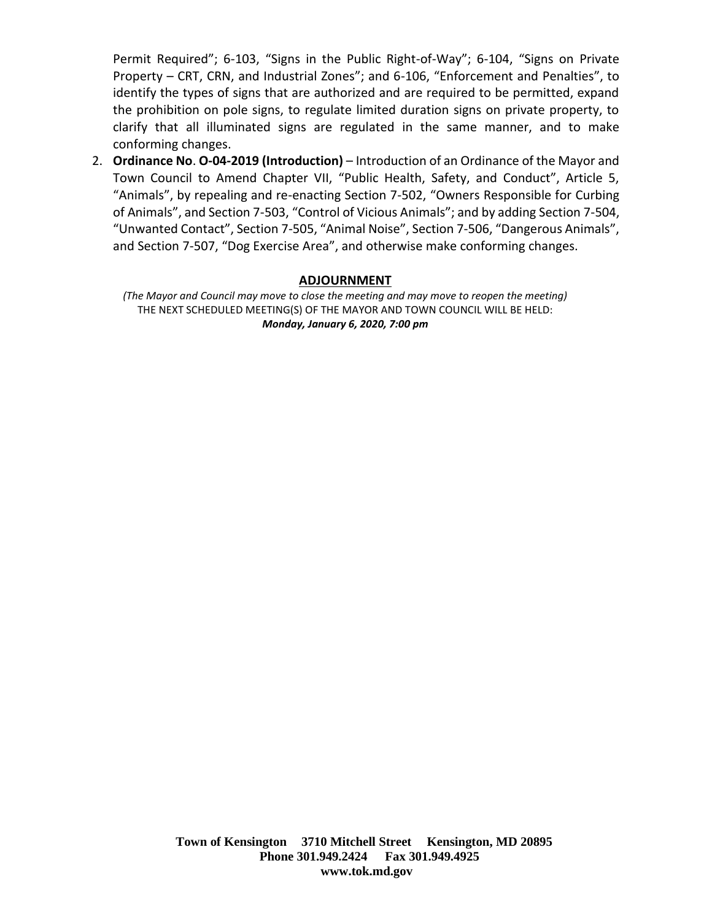Permit Required"; 6-103, "Signs in the Public Right-of-Way"; 6-104, "Signs on Private Property – CRT, CRN, and Industrial Zones"; and 6-106, "Enforcement and Penalties", to identify the types of signs that are authorized and are required to be permitted, expand the prohibition on pole signs, to regulate limited duration signs on private property, to clarify that all illuminated signs are regulated in the same manner, and to make conforming changes.

2. **Ordinance No**. **O-04-2019 (Introduction)** – Introduction of an Ordinance of the Mayor and Town Council to Amend Chapter VII, "Public Health, Safety, and Conduct", Article 5, "Animals", by repealing and re-enacting Section 7-502, "Owners Responsible for Curbing of Animals", and Section 7-503, "Control of Vicious Animals"; and by adding Section 7-504, "Unwanted Contact", Section 7-505, "Animal Noise", Section 7-506, "Dangerous Animals", and Section 7-507, "Dog Exercise Area", and otherwise make conforming changes.

## ADJOURNMENT

*(The Mayor and Council may move to close the meeting and may move to reopen the meeting)*

THE NEXT SCHEDULED MEETING(S) OF THE MAYOR AND TOWN COUNCIL WILL BE HELD:

***Monday, January 6, 2020, 7:00 pm***

**Town of Kensington 3710 Mitchell Street Kensington, MD 20895**
**Phone 301.949.2424 Fax 301.949.4925**
**www.tok.md.gov**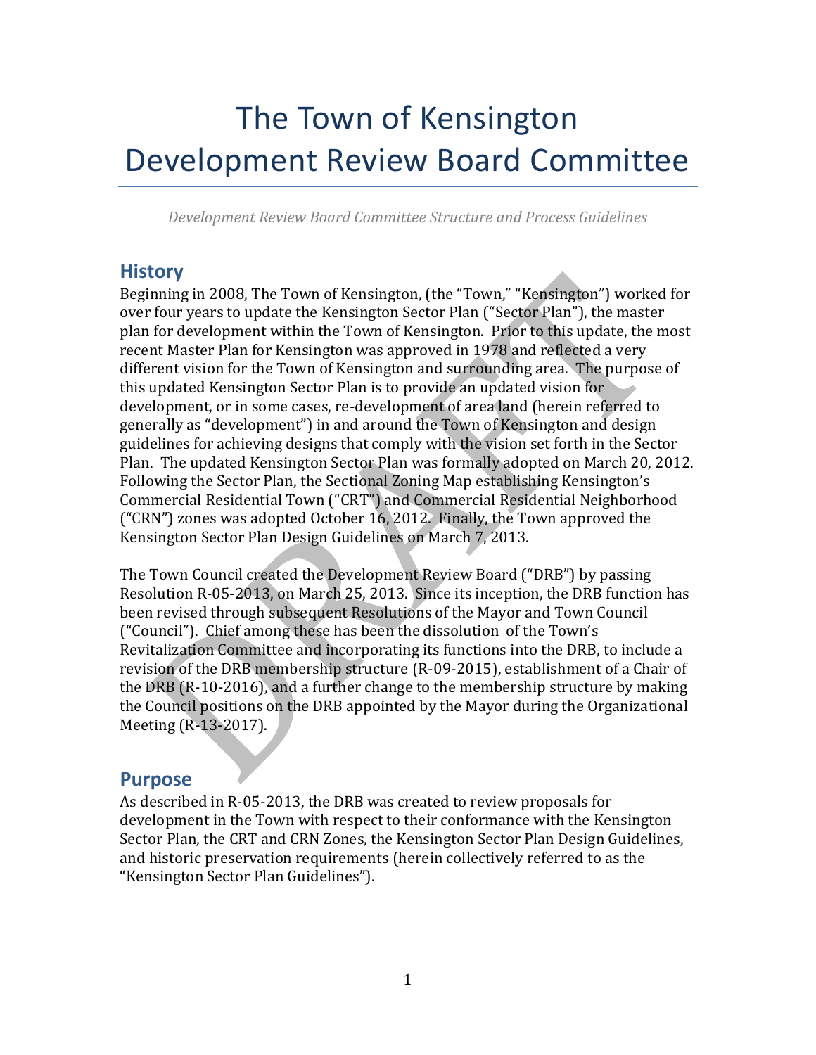# The Town of Kensington Development Review Board Committee

*Development Review Board Committee Structure and Process Guidelines*

## History

Beginning in 2008, The Town of Kensington, (the "Town," "Kensington") worked for over four years to update the Kensington Sector Plan ("Sector Plan"), the master plan for development within the Town of Kensington. Prior to this update, the most recent Master Plan for Kensington was approved in 1978 and reflected a very different vision for the Town of Kensington and surrounding area. The purpose of this updated Kensington Sector Plan is to provide an updated vision for development, or in some cases, re-development of area land (herein referred to generally as "development") in and around the Town of Kensington and design guidelines for achieving designs that comply with the vision set forth in the Sector Plan. The updated Kensington Sector Plan was formally adopted on March 20, 2012. Following the Sector Plan, the Sectional Zoning Map establishing Kensington's Commercial Residential Town ("CRT") and Commercial Residential Neighborhood ("CRN") zones was adopted October 16, 2012. Finally, the Town approved the Kensington Sector Plan Design Guidelines on March 7, 2013.

The Town Council created the Development Review Board ("DRB") by passing Resolution R-05-2013, on March 25, 2013. Since its inception, the DRB function has been revised through subsequent Resolutions of the Mayor and Town Council ("Council"). Chief among these has been the dissolution of the Town's Revitalization Committee and incorporating its functions into the DRB, to include a revision of the DRB membership structure (R-09-2015), establishment of a Chair of the DRB (R-10-2016), and a further change to the membership structure by making the Council positions on the DRB appointed by the Mayor during the Organizational Meeting (R-13-2017).

## Purpose

As described in R-05-2013, the DRB was created to review proposals for development in the Town with respect to their conformance with the Kensington Sector Plan, the CRT and CRN Zones, the Kensington Sector Plan Design Guidelines, and historic preservation requirements (herein collectively referred to as the "Kensington Sector Plan Guidelines").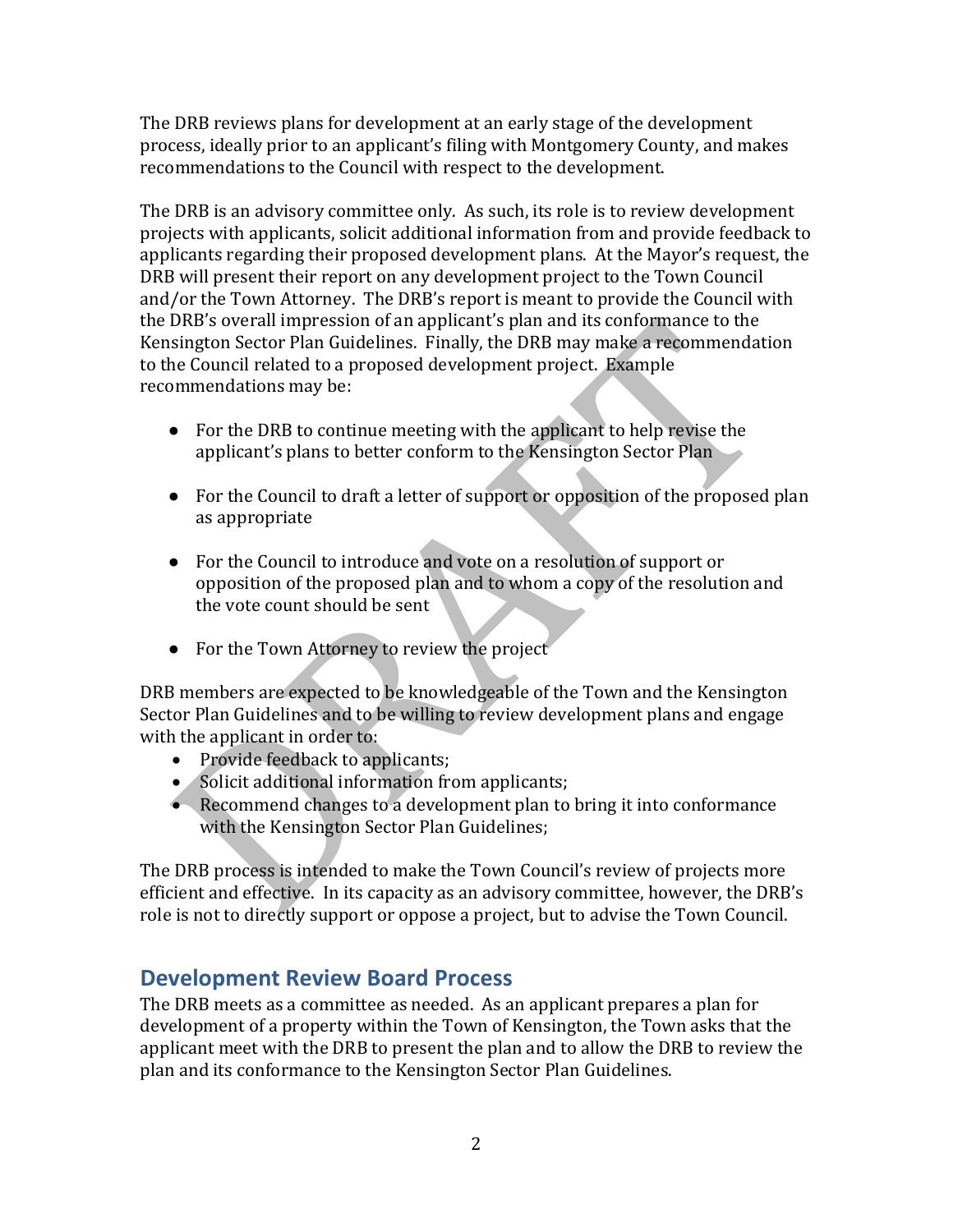The DRB reviews plans for development at an early stage of the development process, ideally prior to an applicant's filing with Montgomery County, and makes recommendations to the Council with respect to the development.

The DRB is an advisory committee only. As such, its role is to review development projects with applicants, solicit additional information from and provide feedback to applicants regarding their proposed development plans. At the Mayor's request, the DRB will present their report on any development project to the Town Council and/or the Town Attorney. The DRB's report is meant to provide the Council with the DRB's overall impression of an applicant's plan and its conformance to the Kensington Sector Plan Guidelines. Finally, the DRB may make a recommendation to the Council related to a proposed development project. Example recommendations may be:

- For the DRB to continue meeting with the applicant to help revise the applicant's plans to better conform to the Kensington Sector Plan
- For the Council to draft a letter of support or opposition of the proposed plan as appropriate
- For the Council to introduce and vote on a resolution of support or opposition of the proposed plan and to whom a copy of the resolution and the vote count should be sent
- For the Town Attorney to review the project

DRB members are expected to be knowledgeable of the Town and the Kensington Sector Plan Guidelines and to be willing to review development plans and engage with the applicant in order to:

- Provide feedback to applicants;
- Solicit additional information from applicants;
- Recommend changes to a development plan to bring it into conformance with the Kensington Sector Plan Guidelines;

The DRB process is intended to make the Town Council's review of projects more efficient and effective. In its capacity as an advisory committee, however, the DRB's role is not to directly support or oppose a project, but to advise the Town Council.

## Development Review Board Process

The DRB meets as a committee as needed. As an applicant prepares a plan for development of a property within the Town of Kensington, the Town asks that the applicant meet with the DRB to present the plan and to allow the DRB to review the plan and its conformance to the Kensington Sector Plan Guidelines.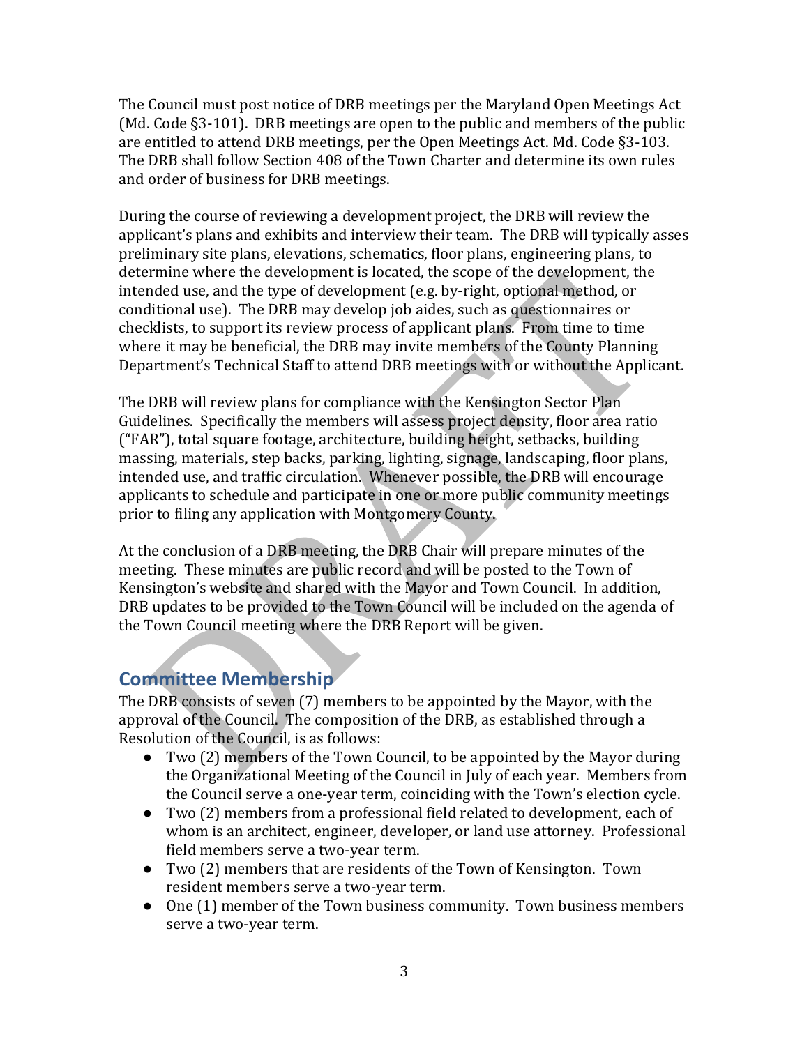The Council must post notice of DRB meetings per the Maryland Open Meetings Act (Md. Code §3-101). DRB meetings are open to the public and members of the public are entitled to attend DRB meetings, per the Open Meetings Act. Md. Code §3-103. The DRB shall follow Section 408 of the Town Charter and determine its own rules and order of business for DRB meetings.

During the course of reviewing a development project, the DRB will review the applicant's plans and exhibits and interview their team. The DRB will typically asses preliminary site plans, elevations, schematics, floor plans, engineering plans, to determine where the development is located, the scope of the development, the intended use, and the type of development (e.g. by-right, optional method, or conditional use). The DRB may develop job aides, such as questionnaires or checklists, to support its review process of applicant plans. From time to time where it may be beneficial, the DRB may invite members of the County Planning Department's Technical Staff to attend DRB meetings with or without the Applicant.

The DRB will review plans for compliance with the Kensington Sector Plan Guidelines. Specifically the members will assess project density, floor area ratio ("FAR"), total square footage, architecture, building height, setbacks, building massing, materials, step backs, parking, lighting, signage, landscaping, floor plans, intended use, and traffic circulation. Whenever possible, the DRB will encourage applicants to schedule and participate in one or more public community meetings prior to filing any application with Montgomery County.

At the conclusion of a DRB meeting, the DRB Chair will prepare minutes of the meeting. These minutes are public record and will be posted to the Town of Kensington's website and shared with the Mayor and Town Council. In addition, DRB updates to be provided to the Town Council will be included on the agenda of the Town Council meeting where the DRB Report will be given.

## Committee Membership

The DRB consists of seven (7) members to be appointed by the Mayor, with the approval of the Council. The composition of the DRB, as established through a Resolution of the Council, is as follows:

- Two (2) members of the Town Council, to be appointed by the Mayor during the Organizational Meeting of the Council in July of each year. Members from the Council serve a one-year term, coinciding with the Town's election cycle.
- Two (2) members from a professional field related to development, each of whom is an architect, engineer, developer, or land use attorney. Professional field members serve a two-year term.
- Two (2) members that are residents of the Town of Kensington. Town resident members serve a two-year term.
- One (1) member of the Town business community. Town business members serve a two-year term.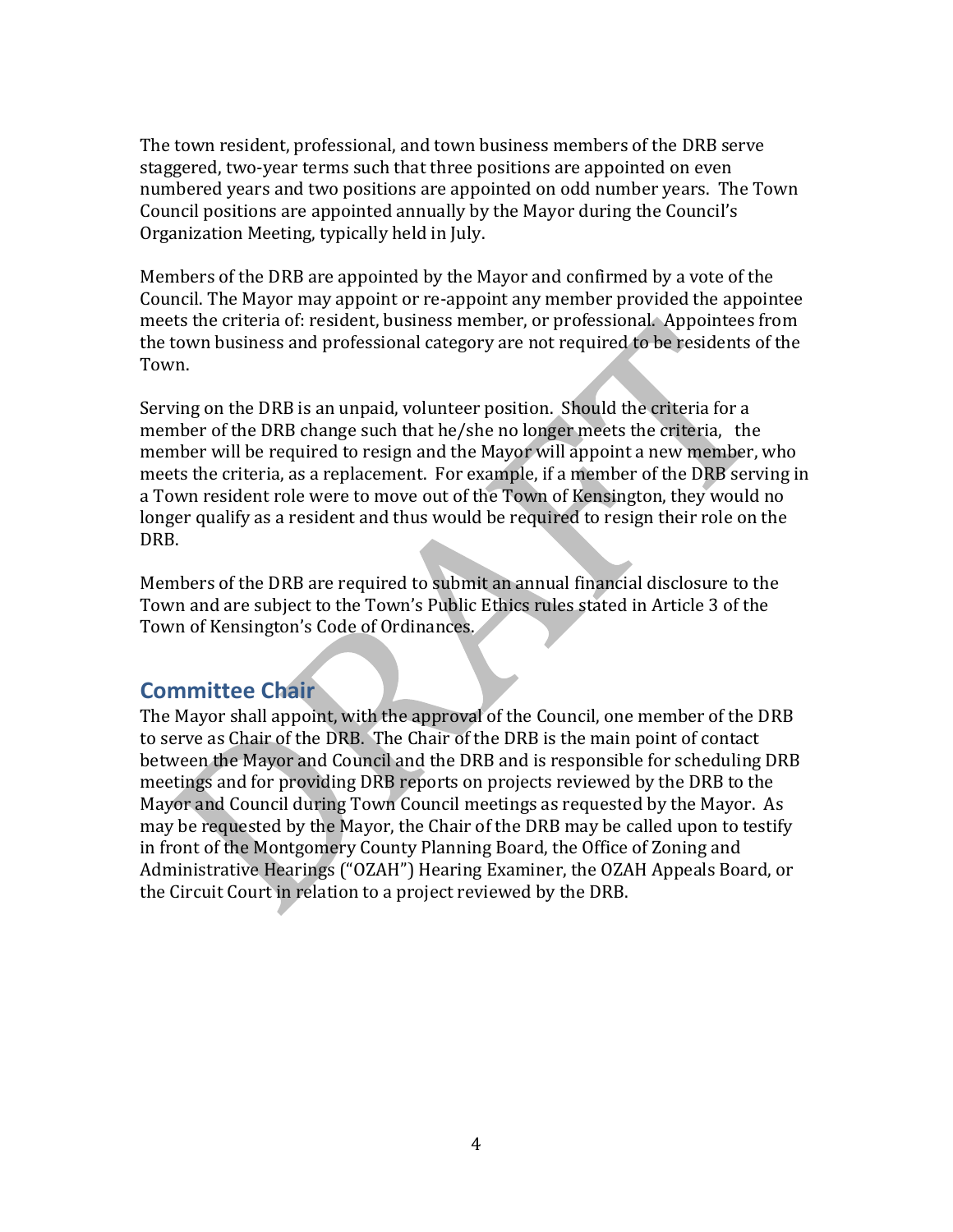The town resident, professional, and town business members of the DRB serve staggered, two-year terms such that three positions are appointed on even numbered years and two positions are appointed on odd number years. The Town Council positions are appointed annually by the Mayor during the Council's Organization Meeting, typically held in July.

Members of the DRB are appointed by the Mayor and confirmed by a vote of the Council. The Mayor may appoint or re-appoint any member provided the appointee meets the criteria of: resident, business member, or professional. Appointees from the town business and professional category are not required to be residents of the Town.

Serving on the DRB is an unpaid, volunteer position. Should the criteria for a member of the DRB change such that he/she no longer meets the criteria, the member will be required to resign and the Mayor will appoint a new member, who meets the criteria, as a replacement. For example, if a member of the DRB serving in a Town resident role were to move out of the Town of Kensington, they would no longer qualify as a resident and thus would be required to resign their role on the DRB.

Members of the DRB are required to submit an annual financial disclosure to the Town and are subject to the Town's Public Ethics rules stated in Article 3 of the Town of Kensington's Code of Ordinances.

## Committee Chair

The Mayor shall appoint, with the approval of the Council, one member of the DRB to serve as Chair of the DRB. The Chair of the DRB is the main point of contact between the Mayor and Council and the DRB and is responsible for scheduling DRB meetings and for providing DRB reports on projects reviewed by the DRB to the Mayor and Council during Town Council meetings as requested by the Mayor. As may be requested by the Mayor, the Chair of the DRB may be called upon to testify in front of the Montgomery County Planning Board, the Office of Zoning and Administrative Hearings ("OZAH") Hearing Examiner, the OZAH Appeals Board, or the Circuit Court in relation to a project reviewed by the DRB.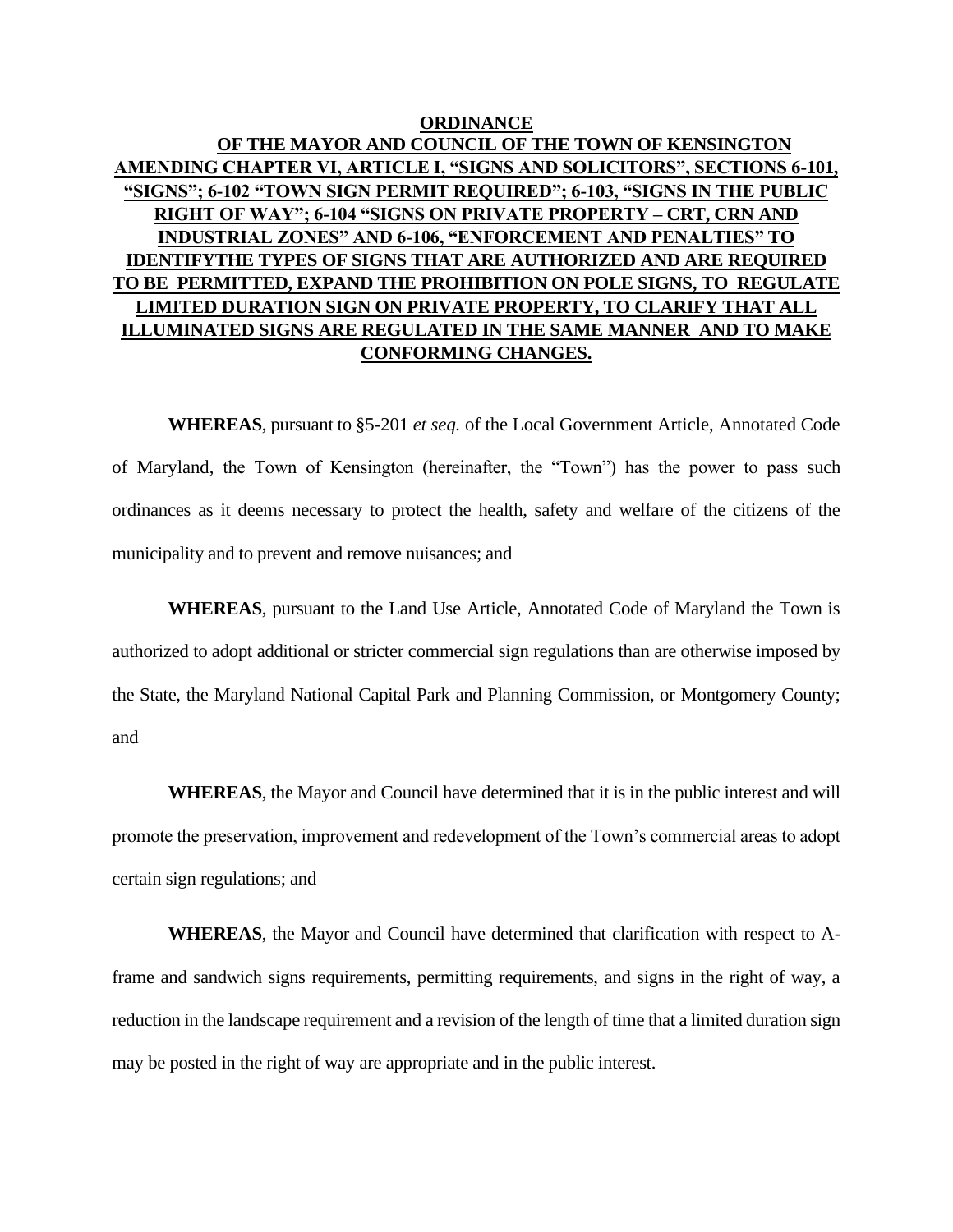**ORDINANCE**

**OF THE MAYOR AND COUNCIL OF THE TOWN OF KENSINGTON AMENDING CHAPTER VI, ARTICLE I, "SIGNS AND SOLICITORS", SECTIONS 6-101, "SIGNS"; 6-102 "TOWN SIGN PERMIT REQUIRED"; 6-103, "SIGNS IN THE PUBLIC RIGHT OF WAY"; 6-104 "SIGNS ON PRIVATE PROPERTY – CRT, CRN AND INDUSTRIAL ZONES" AND 6-106, "ENFORCEMENT AND PENALTIES" TO IDENTIFYTHE TYPES OF SIGNS THAT ARE AUTHORIZED AND ARE REQUIRED TO BE PERMITTED, EXPAND THE PROHIBITION ON POLE SIGNS, TO REGULATE LIMITED DURATION SIGN ON PRIVATE PROPERTY, TO CLARIFY THAT ALL ILLUMINATED SIGNS ARE REGULATED IN THE SAME MANNER AND TO MAKE CONFORMING CHANGES.**

**WHEREAS**, pursuant to §5-201 *et seq.* of the Local Government Article, Annotated Code of Maryland, the Town of Kensington (hereinafter, the "Town") has the power to pass such ordinances as it deems necessary to protect the health, safety and welfare of the citizens of the municipality and to prevent and remove nuisances; and

**WHEREAS**, pursuant to the Land Use Article, Annotated Code of Maryland the Town is authorized to adopt additional or stricter commercial sign regulations than are otherwise imposed by the State, the Maryland National Capital Park and Planning Commission, or Montgomery County; and

**WHEREAS**, the Mayor and Council have determined that it is in the public interest and will promote the preservation, improvement and redevelopment of the Town's commercial areas to adopt certain sign regulations; and

**WHEREAS**, the Mayor and Council have determined that clarification with respect to A-frame and sandwich signs requirements, permitting requirements, and signs in the right of way, a reduction in the landscape requirement and a revision of the length of time that a limited duration sign may be posted in the right of way are appropriate and in the public interest.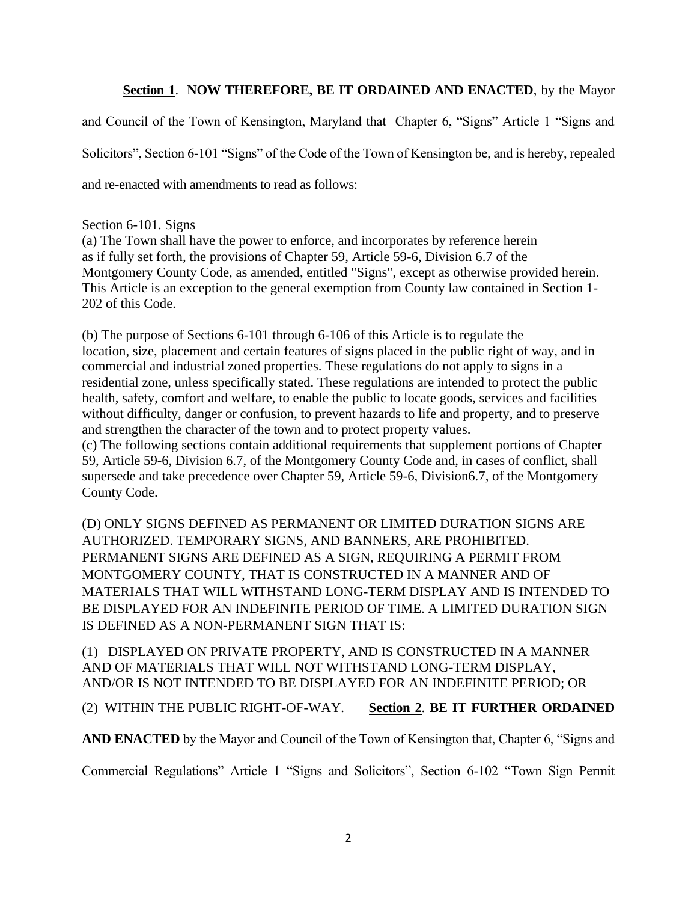**Section 1**. **NOW THEREFORE, BE IT ORDAINED AND ENACTED**, by the Mayor and Council of the Town of Kensington, Maryland that Chapter 6, "Signs" Article 1 "Signs and Solicitors", Section 6-101 "Signs" of the Code of the Town of Kensington be, and is hereby, repealed and re-enacted with amendments to read as follows:

Section 6-101. Signs

(a) The Town shall have the power to enforce, and incorporates by reference herein as if fully set forth, the provisions of Chapter 59, Article 59-6, Division 6.7 of the Montgomery County Code, as amended, entitled "Signs", except as otherwise provided herein. This Article is an exception to the general exemption from County law contained in Section 1-202 of this Code.

(b) The purpose of Sections 6-101 through 6-106 of this Article is to regulate the location, size, placement and certain features of signs placed in the public right of way, and in commercial and industrial zoned properties. These regulations do not apply to signs in a residential zone, unless specifically stated. These regulations are intended to protect the public health, safety, comfort and welfare, to enable the public to locate goods, services and facilities without difficulty, danger or confusion, to prevent hazards to life and property, and to preserve and strengthen the character of the town and to protect property values.

(c) The following sections contain additional requirements that supplement portions of Chapter 59, Article 59-6, Division 6.7, of the Montgomery County Code and, in cases of conflict, shall supersede and take precedence over Chapter 59, Article 59-6, Division6.7, of the Montgomery County Code.

(D) ONLY SIGNS DEFINED AS PERMANENT OR LIMITED DURATION SIGNS ARE AUTHORIZED. TEMPORARY SIGNS, AND BANNERS, ARE PROHIBITED. PERMANENT SIGNS ARE DEFINED AS A SIGN, REQUIRING A PERMIT FROM MONTGOMERY COUNTY, THAT IS CONSTRUCTED IN A MANNER AND OF MATERIALS THAT WILL WITHSTAND LONG-TERM DISPLAY AND IS INTENDED TO BE DISPLAYED FOR AN INDEFINITE PERIOD OF TIME. A LIMITED DURATION SIGN IS DEFINED AS A NON-PERMANENT SIGN THAT IS:

(1) DISPLAYED ON PRIVATE PROPERTY, AND IS CONSTRUCTED IN A MANNER AND OF MATERIALS THAT WILL NOT WITHSTAND LONG-TERM DISPLAY, AND/OR IS NOT INTENDED TO BE DISPLAYED FOR AN INDEFINITE PERIOD; OR

(2) WITHIN THE PUBLIC RIGHT-OF-WAY.

**Section 2**. **BE IT FURTHER ORDAINED AND ENACTED** by the Mayor and Council of the Town of Kensington that, Chapter 6, "Signs and Commercial Regulations" Article 1 "Signs and Solicitors", Section 6-102 "Town Sign Permit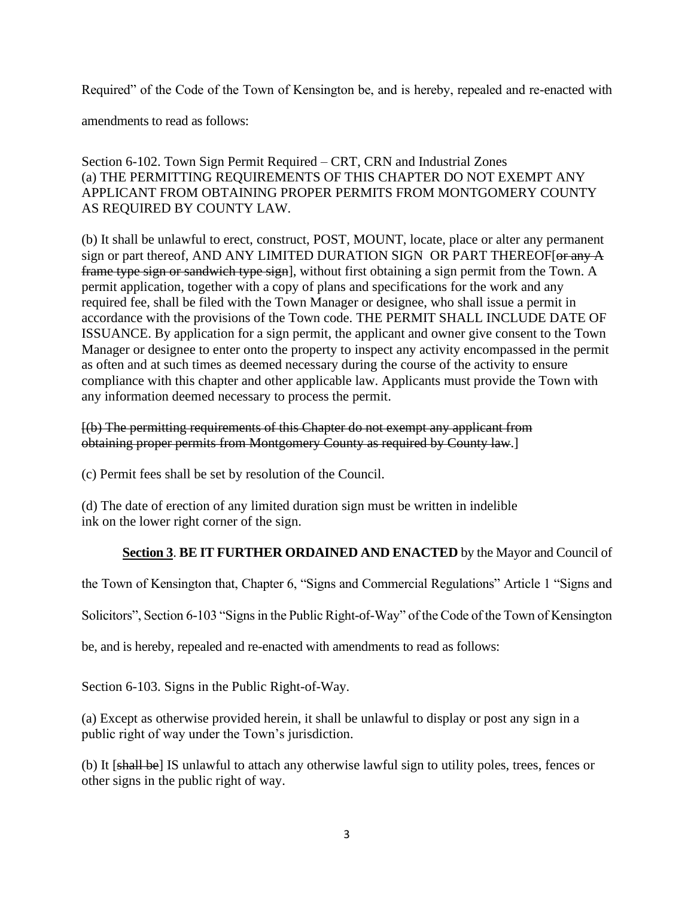Required" of the Code of the Town of Kensington be, and is hereby, repealed and re-enacted with amendments to read as follows:

Section 6-102. Town Sign Permit Required – CRT, CRN and Industrial Zones
(a) THE PERMITTING REQUIREMENTS OF THIS CHAPTER DO NOT EXEMPT ANY APPLICANT FROM OBTAINING PROPER PERMITS FROM MONTGOMERY COUNTY AS REQUIRED BY COUNTY LAW.

(b) It shall be unlawful to erect, construct, POST, MOUNT, locate, place or alter any permanent sign or part thereof, AND ANY LIMITED DURATION SIGN OR PART THEREOF[~~or any A frame type sign or sandwich type sign~~], without first obtaining a sign permit from the Town. A permit application, together with a copy of plans and specifications for the work and any required fee, shall be filed with the Town Manager or designee, who shall issue a permit in accordance with the provisions of the Town code. THE PERMIT SHALL INCLUDE DATE OF ISSUANCE. By application for a sign permit, the applicant and owner give consent to the Town Manager or designee to enter onto the property to inspect any activity encompassed in the permit as often and at such times as deemed necessary during the course of the activity to ensure compliance with this chapter and other applicable law. Applicants must provide the Town with any information deemed necessary to process the permit.

[~~(b) The permitting requirements of this Chapter do not exempt any applicant from obtaining proper permits from Montgomery County as required by County law.~~]

(c) Permit fees shall be set by resolution of the Council.

(d) The date of erection of any limited duration sign must be written in indelible ink on the lower right corner of the sign.

**Section 3**. **BE IT FURTHER ORDAINED AND ENACTED** by the Mayor and Council of the Town of Kensington that, Chapter 6, "Signs and Commercial Regulations" Article 1 "Signs and Solicitors", Section 6-103 "Signs in the Public Right-of-Way" of the Code of the Town of Kensington be, and is hereby, repealed and re-enacted with amendments to read as follows:

Section 6-103. Signs in the Public Right-of-Way.

(a) Except as otherwise provided herein, it shall be unlawful to display or post any sign in a public right of way under the Town's jurisdiction.

(b) It [~~shall be~~] IS unlawful to attach any otherwise lawful sign to utility poles, trees, fences or other signs in the public right of way.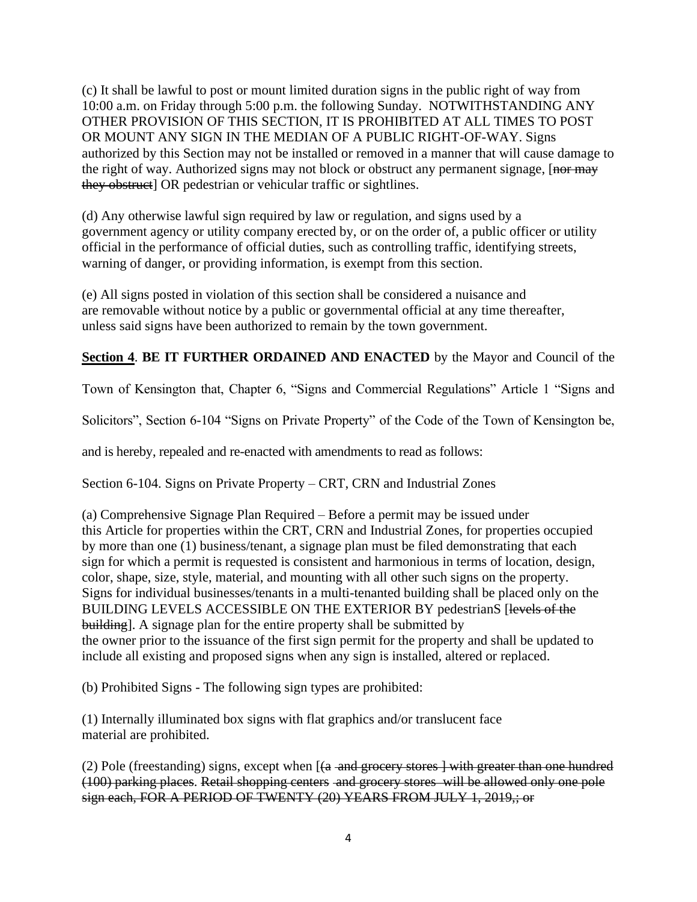(c) It shall be lawful to post or mount limited duration signs in the public right of way from 10:00 a.m. on Friday through 5:00 p.m. the following Sunday. NOTWITHSTANDING ANY OTHER PROVISION OF THIS SECTION, IT IS PROHIBITED AT ALL TIMES TO POST OR MOUNT ANY SIGN IN THE MEDIAN OF A PUBLIC RIGHT-OF-WAY. Signs authorized by this Section may not be installed or removed in a manner that will cause damage to the right of way. Authorized signs may not block or obstruct any permanent signage, [~~nor may they obstruct~~] OR pedestrian or vehicular traffic or sightlines.

(d) Any otherwise lawful sign required by law or regulation, and signs used by a government agency or utility company erected by, or on the order of, a public officer or utility official in the performance of official duties, such as controlling traffic, identifying streets, warning of danger, or providing information, is exempt from this section.

(e) All signs posted in violation of this section shall be considered a nuisance and are removable without notice by a public or governmental official at any time thereafter, unless said signs have been authorized to remain by the town government.

**Section 4**. **BE IT FURTHER ORDAINED AND ENACTED** by the Mayor and Council of the Town of Kensington that, Chapter 6, "Signs and Commercial Regulations" Article 1 "Signs and Solicitors", Section 6-104 "Signs on Private Property" of the Code of the Town of Kensington be, and is hereby, repealed and re-enacted with amendments to read as follows:

Section 6-104. Signs on Private Property – CRT, CRN and Industrial Zones

(a) Comprehensive Signage Plan Required – Before a permit may be issued under this Article for properties within the CRT, CRN and Industrial Zones, for properties occupied by more than one (1) business/tenant, a signage plan must be filed demonstrating that each sign for which a permit is requested is consistent and harmonious in terms of location, design, color, shape, size, style, material, and mounting with all other such signs on the property. Signs for individual businesses/tenants in a multi-tenanted building shall be placed only on the BUILDING LEVELS ACCESSIBLE ON THE EXTERIOR BY pedestrianS [~~levels of the building~~]. A signage plan for the entire property shall be submitted by the owner prior to the issuance of the first sign permit for the property and shall be updated to include all existing and proposed signs when any sign is installed, altered or replaced.

(b) Prohibited Signs - The following sign types are prohibited:

(1) Internally illuminated box signs with flat graphics and/or translucent face material are prohibited.

(2) Pole (freestanding) signs, except when [~~(a and grocery stores~~ ] ~~with greater than one hundred (100) parking places. Retail shopping centers and grocery stores will be allowed only one pole sign each, FOR A PERIOD OF TWENTY (20) YEARS FROM JULY 1, 2019,; or~~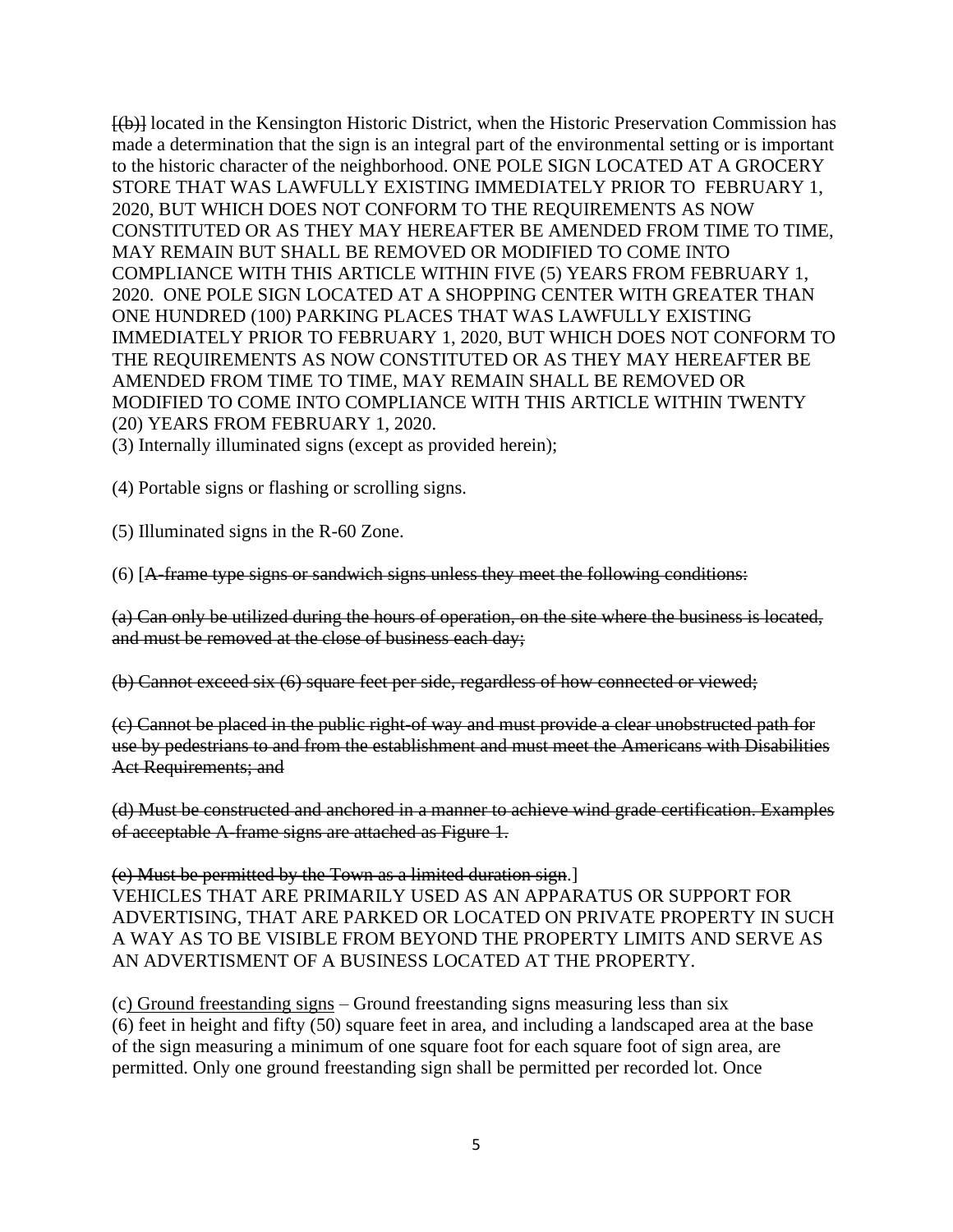~~[(b)]~~ located in the Kensington Historic District, when the Historic Preservation Commission has made a determination that the sign is an integral part of the environmental setting or is important to the historic character of the neighborhood. ONE POLE SIGN LOCATED AT A GROCERY STORE THAT WAS LAWFULLY EXISTING IMMEDIATELY PRIOR TO FEBRUARY 1, 2020, BUT WHICH DOES NOT CONFORM TO THE REQUIREMENTS AS NOW CONSTITUTED OR AS THEY MAY HEREAFTER BE AMENDED FROM TIME TO TIME, MAY REMAIN BUT SHALL BE REMOVED OR MODIFIED TO COME INTO COMPLIANCE WITH THIS ARTICLE WITHIN FIVE (5) YEARS FROM FEBRUARY 1, 2020. ONE POLE SIGN LOCATED AT A SHOPPING CENTER WITH GREATER THAN ONE HUNDRED (100) PARKING PLACES THAT WAS LAWFULLY EXISTING IMMEDIATELY PRIOR TO FEBRUARY 1, 2020, BUT WHICH DOES NOT CONFORM TO THE REQUIREMENTS AS NOW CONSTITUTED OR AS THEY MAY HEREAFTER BE AMENDED FROM TIME TO TIME, MAY REMAIN SHALL BE REMOVED OR MODIFIED TO COME INTO COMPLIANCE WITH THIS ARTICLE WITHIN TWENTY (20) YEARS FROM FEBRUARY 1, 2020.

(3) Internally illuminated signs (except as provided herein);

(4) Portable signs or flashing or scrolling signs.

(5) Illuminated signs in the R-60 Zone.

(6) [~~A-frame type signs or sandwich signs unless they meet the following conditions:~~

~~(a) Can only be utilized during the hours of operation, on the site where the business is located, and must be removed at the close of business each day;~~

~~(b) Cannot exceed six (6) square feet per side, regardless of how connected or viewed;~~

~~(c) Cannot be placed in the public right-of way and must provide a clear unobstructed path for use by pedestrians to and from the establishment and must meet the Americans with Disabilities Act Requirements; and~~

~~(d) Must be constructed and anchored in a manner to achieve wind grade certification. Examples of acceptable A-frame signs are attached as Figure 1.~~

~~(e) Must be permitted by the Town as a limited duration sign~~.]
VEHICLES THAT ARE PRIMARILY USED AS AN APPARATUS OR SUPPORT FOR ADVERTISING, THAT ARE PARKED OR LOCATED ON PRIVATE PROPERTY IN SUCH A WAY AS TO BE VISIBLE FROM BEYOND THE PROPERTY LIMITS AND SERVE AS AN ADVERTISMENT OF A BUSINESS LOCATED AT THE PROPERTY.

(c) Ground freestanding signs – Ground freestanding signs measuring less than six (6) feet in height and fifty (50) square feet in area, and including a landscaped area at the base of the sign measuring a minimum of one square foot for each square foot of sign area, are permitted. Only one ground freestanding sign shall be permitted per recorded lot. Once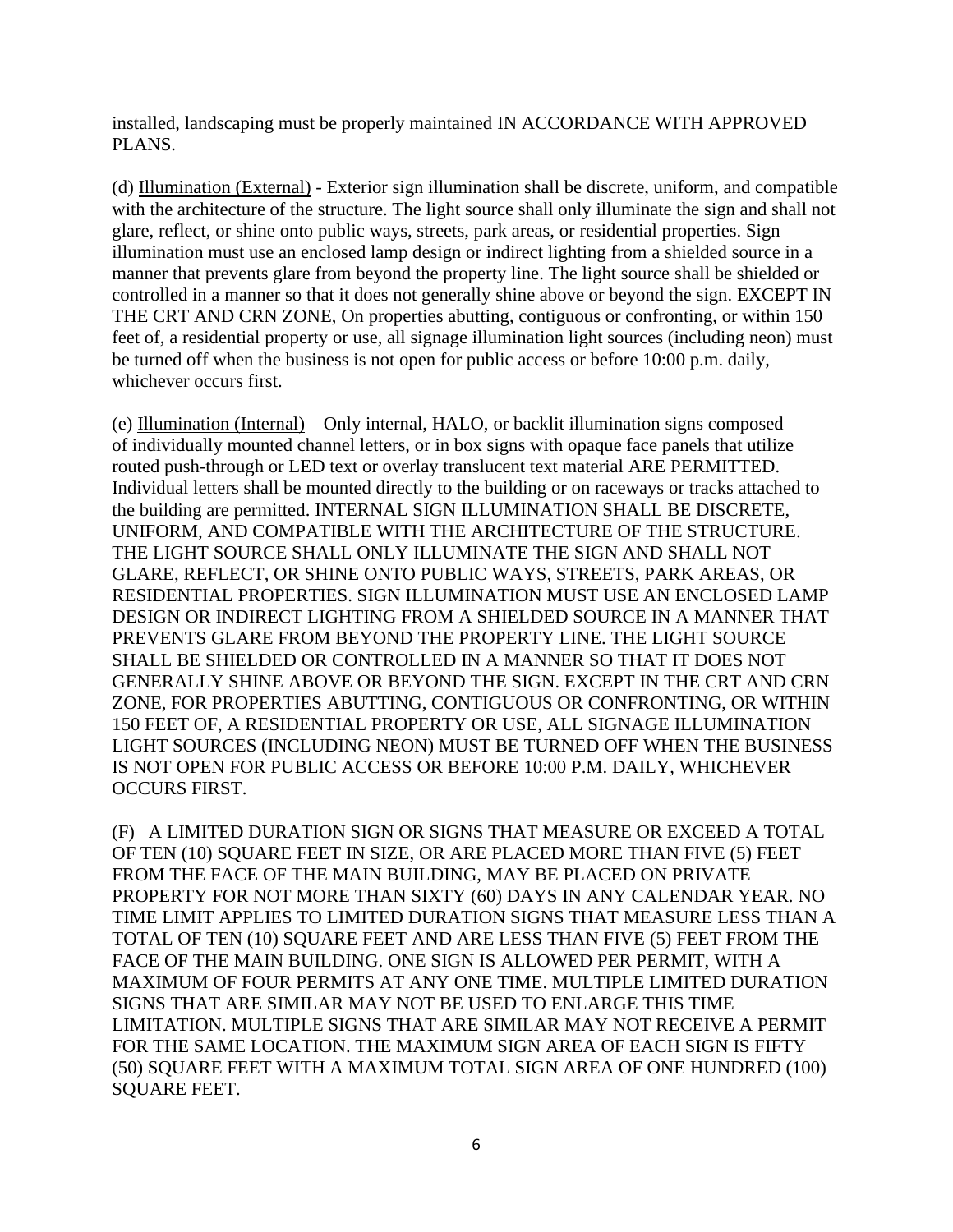installed, landscaping must be properly maintained IN ACCORDANCE WITH APPROVED PLANS.

(d) <u>Illumination (External)</u> - Exterior sign illumination shall be discrete, uniform, and compatible with the architecture of the structure. The light source shall only illuminate the sign and shall not glare, reflect, or shine onto public ways, streets, park areas, or residential properties. Sign illumination must use an enclosed lamp design or indirect lighting from a shielded source in a manner that prevents glare from beyond the property line. The light source shall be shielded or controlled in a manner so that it does not generally shine above or beyond the sign. EXCEPT IN THE CRT AND CRN ZONE, On properties abutting, contiguous or confronting, or within 150 feet of, a residential property or use, all signage illumination light sources (including neon) must be turned off when the business is not open for public access or before 10:00 p.m. daily, whichever occurs first.

(e) <u>Illumination (Internal)</u> – Only internal, HALO, or backlit illumination signs composed of individually mounted channel letters, or in box signs with opaque face panels that utilize routed push-through or LED text or overlay translucent text material ARE PERMITTED. Individual letters shall be mounted directly to the building or on raceways or tracks attached to the building are permitted. INTERNAL SIGN ILLUMINATION SHALL BE DISCRETE, UNIFORM, AND COMPATIBLE WITH THE ARCHITECTURE OF THE STRUCTURE. THE LIGHT SOURCE SHALL ONLY ILLUMINATE THE SIGN AND SHALL NOT GLARE, REFLECT, OR SHINE ONTO PUBLIC WAYS, STREETS, PARK AREAS, OR RESIDENTIAL PROPERTIES. SIGN ILLUMINATION MUST USE AN ENCLOSED LAMP DESIGN OR INDIRECT LIGHTING FROM A SHIELDED SOURCE IN A MANNER THAT PREVENTS GLARE FROM BEYOND THE PROPERTY LINE. THE LIGHT SOURCE SHALL BE SHIELDED OR CONTROLLED IN A MANNER SO THAT IT DOES NOT GENERALLY SHINE ABOVE OR BEYOND THE SIGN. EXCEPT IN THE CRT AND CRN ZONE, FOR PROPERTIES ABUTTING, CONTIGUOUS OR CONFRONTING, OR WITHIN 150 FEET OF, A RESIDENTIAL PROPERTY OR USE, ALL SIGNAGE ILLUMINATION LIGHT SOURCES (INCLUDING NEON) MUST BE TURNED OFF WHEN THE BUSINESS IS NOT OPEN FOR PUBLIC ACCESS OR BEFORE 10:00 P.M. DAILY, WHICHEVER OCCURS FIRST.

(F) A LIMITED DURATION SIGN OR SIGNS THAT MEASURE OR EXCEED A TOTAL OF TEN (10) SQUARE FEET IN SIZE, OR ARE PLACED MORE THAN FIVE (5) FEET FROM THE FACE OF THE MAIN BUILDING, MAY BE PLACED ON PRIVATE PROPERTY FOR NOT MORE THAN SIXTY (60) DAYS IN ANY CALENDAR YEAR. NO TIME LIMIT APPLIES TO LIMITED DURATION SIGNS THAT MEASURE LESS THAN A TOTAL OF TEN (10) SQUARE FEET AND ARE LESS THAN FIVE (5) FEET FROM THE FACE OF THE MAIN BUILDING. ONE SIGN IS ALLOWED PER PERMIT, WITH A MAXIMUM OF FOUR PERMITS AT ANY ONE TIME. MULTIPLE LIMITED DURATION SIGNS THAT ARE SIMILAR MAY NOT BE USED TO ENLARGE THIS TIME LIMITATION. MULTIPLE SIGNS THAT ARE SIMILAR MAY NOT RECEIVE A PERMIT FOR THE SAME LOCATION. THE MAXIMUM SIGN AREA OF EACH SIGN IS FIFTY (50) SQUARE FEET WITH A MAXIMUM TOTAL SIGN AREA OF ONE HUNDRED (100) SQUARE FEET.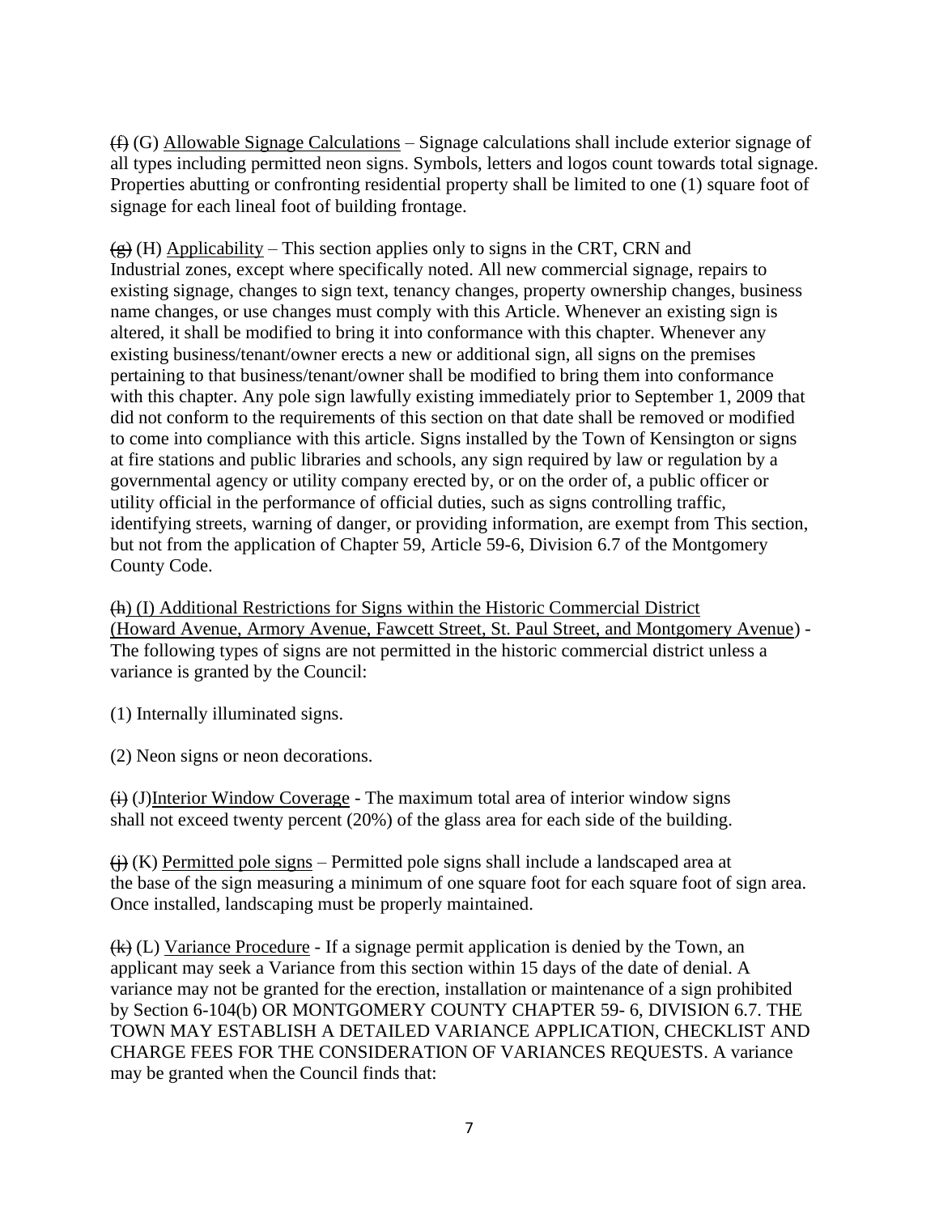~~(f)~~ (G) Allowable Signage Calculations – Signage calculations shall include exterior signage of all types including permitted neon signs. Symbols, letters and logos count towards total signage. Properties abutting or confronting residential property shall be limited to one (1) square foot of signage for each lineal foot of building frontage.

~~(g)~~ (H) Applicability – This section applies only to signs in the CRT, CRN and Industrial zones, except where specifically noted. All new commercial signage, repairs to existing signage, changes to sign text, tenancy changes, property ownership changes, business name changes, or use changes must comply with this Article. Whenever an existing sign is altered, it shall be modified to bring it into conformance with this chapter. Whenever any existing business/tenant/owner erects a new or additional sign, all signs on the premises pertaining to that business/tenant/owner shall be modified to bring them into conformance with this chapter. Any pole sign lawfully existing immediately prior to September 1, 2009 that did not conform to the requirements of this section on that date shall be removed or modified to come into compliance with this article. Signs installed by the Town of Kensington or signs at fire stations and public libraries and schools, any sign required by law or regulation by a governmental agency or utility company erected by, or on the order of, a public officer or utility official in the performance of official duties, such as signs controlling traffic, identifying streets, warning of danger, or providing information, are exempt from This section, but not from the application of Chapter 59, Article 59-6, Division 6.7 of the Montgomery County Code.

~~(h)~~ (I) Additional Restrictions for Signs within the Historic Commercial District (Howard Avenue, Armory Avenue, Fawcett Street, St. Paul Street, and Montgomery Avenue) - The following types of signs are not permitted in the historic commercial district unless a variance is granted by the Council:

(1) Internally illuminated signs.

(2) Neon signs or neon decorations.

~~(i)~~ (J) Interior Window Coverage - The maximum total area of interior window signs shall not exceed twenty percent (20%) of the glass area for each side of the building.

~~(j)~~ (K) Permitted pole signs – Permitted pole signs shall include a landscaped area at the base of the sign measuring a minimum of one square foot for each square foot of sign area. Once installed, landscaping must be properly maintained.

~~(k)~~ (L) Variance Procedure - If a signage permit application is denied by the Town, an applicant may seek a Variance from this section within 15 days of the date of denial. A variance may not be granted for the erection, installation or maintenance of a sign prohibited by Section 6-104(b) OR MONTGOMERY COUNTY CHAPTER 59- 6, DIVISION 6.7. THE TOWN MAY ESTABLISH A DETAILED VARIANCE APPLICATION, CHECKLIST AND CHARGE FEES FOR THE CONSIDERATION OF VARIANCES REQUESTS. A variance may be granted when the Council finds that: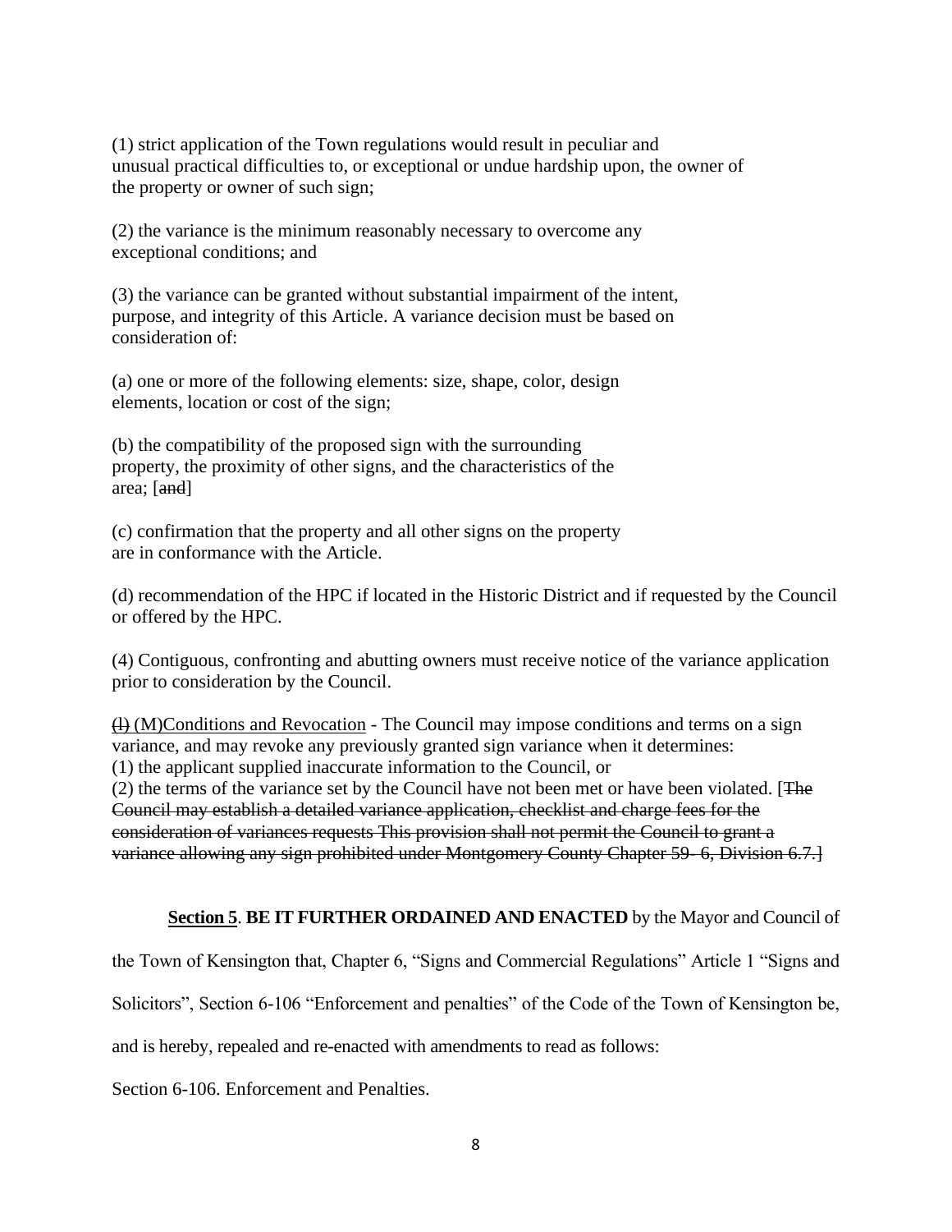(1) strict application of the Town regulations would result in peculiar and unusual practical difficulties to, or exceptional or undue hardship upon, the owner of the property or owner of such sign;

(2) the variance is the minimum reasonably necessary to overcome any exceptional conditions; and

(3) the variance can be granted without substantial impairment of the intent, purpose, and integrity of this Article. A variance decision must be based on consideration of:

(a) one or more of the following elements: size, shape, color, design elements, location or cost of the sign;

(b) the compatibility of the proposed sign with the surrounding property, the proximity of other signs, and the characteristics of the area; [~~and~~]

(c) confirmation that the property and all other signs on the property are in conformance with the Article.

(d) recommendation of the HPC if located in the Historic District and if requested by the Council or offered by the HPC.

(4) Contiguous, confronting and abutting owners must receive notice of the variance application prior to consideration by the Council.

<u>~~(l)~~ (M)Conditions and Revocation</u> - The Council may impose conditions and terms on a sign variance, and may revoke any previously granted sign variance when it determines:
(1) the applicant supplied inaccurate information to the Council, or
(2) the terms of the variance set by the Council have not been met or have been violated. [~~The Council may establish a detailed variance application, checklist and charge fees for the consideration of variances requests This provision shall not permit the Council to grant a variance allowing any sign prohibited under Montgomery County Chapter 59- 6, Division 6.7.~~]

**<u>Section 5</u>**. **BE IT FURTHER ORDAINED AND ENACTED** by the Mayor and Council of the Town of Kensington that, Chapter 6, "Signs and Commercial Regulations" Article 1 "Signs and Solicitors", Section 6-106 "Enforcement and penalties" of the Code of the Town of Kensington be, and is hereby, repealed and re-enacted with amendments to read as follows:

Section 6-106. Enforcement and Penalties.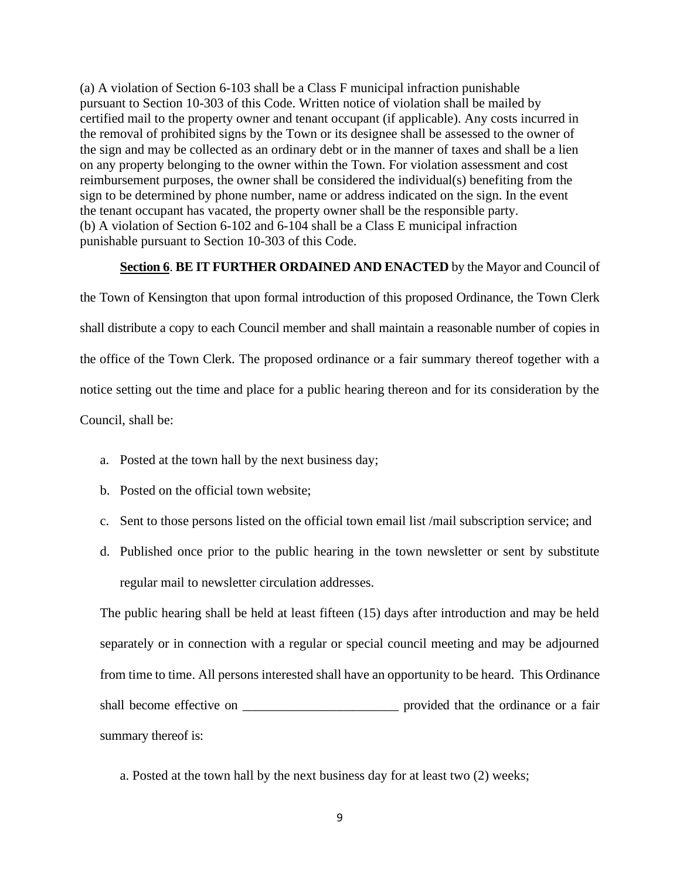(a) A violation of Section 6-103 shall be a Class F municipal infraction punishable pursuant to Section 10-303 of this Code. Written notice of violation shall be mailed by certified mail to the property owner and tenant occupant (if applicable). Any costs incurred in the removal of prohibited signs by the Town or its designee shall be assessed to the owner of the sign and may be collected as an ordinary debt or in the manner of taxes and shall be a lien on any property belonging to the owner within the Town. For violation assessment and cost reimbursement purposes, the owner shall be considered the individual(s) benefiting from the sign to be determined by phone number, name or address indicated on the sign. In the event the tenant occupant has vacated, the property owner shall be the responsible party.
(b) A violation of Section 6-102 and 6-104 shall be a Class E municipal infraction punishable pursuant to Section 10-303 of this Code.

**Section 6**. **BE IT FURTHER ORDAINED AND ENACTED** by the Mayor and Council of the Town of Kensington that upon formal introduction of this proposed Ordinance, the Town Clerk shall distribute a copy to each Council member and shall maintain a reasonable number of copies in the office of the Town Clerk. The proposed ordinance or a fair summary thereof together with a notice setting out the time and place for a public hearing thereon and for its consideration by the Council, shall be:

a. Posted at the town hall by the next business day;
b. Posted on the official town website;
c. Sent to those persons listed on the official town email list /mail subscription service; and
d. Published once prior to the public hearing in the town newsletter or sent by substitute regular mail to newsletter circulation addresses.

The public hearing shall be held at least fifteen (15) days after introduction and may be held separately or in connection with a regular or special council meeting and may be adjourned from time to time. All persons interested shall have an opportunity to be heard. This Ordinance shall become effective on ________________________ provided that the ordinance or a fair summary thereof is:

a. Posted at the town hall by the next business day for at least two (2) weeks;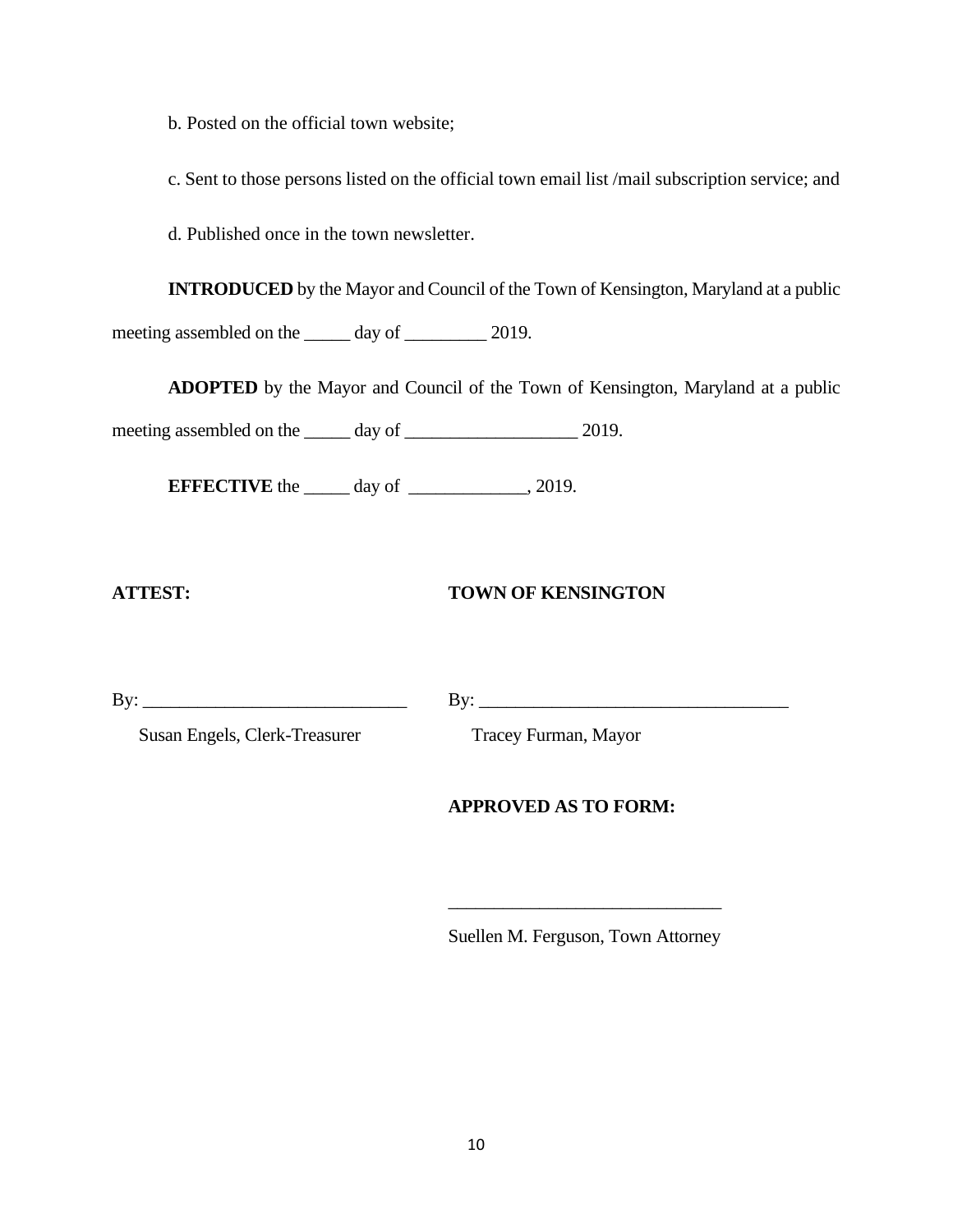b. Posted on the official town website;

c. Sent to those persons listed on the official town email list /mail subscription service; and

d. Published once in the town newsletter.

**INTRODUCED** by the Mayor and Council of the Town of Kensington, Maryland at a public meeting assembled on the _____ day of _________ 2019.

**ADOPTED** by the Mayor and Council of the Town of Kensington, Maryland at a public meeting assembled on the _____ day of ___________________ 2019.

**EFFECTIVE** the _____ day of _____________, 2019.

**ATTEST:**

By: _____________________________

Susan Engels, Clerk-Treasurer

**TOWN OF KENSINGTON**

By: __________________________________

Tracey Furman, Mayor

**APPROVED AS TO FORM:**

______________________________

Suellen M. Ferguson, Town Attorney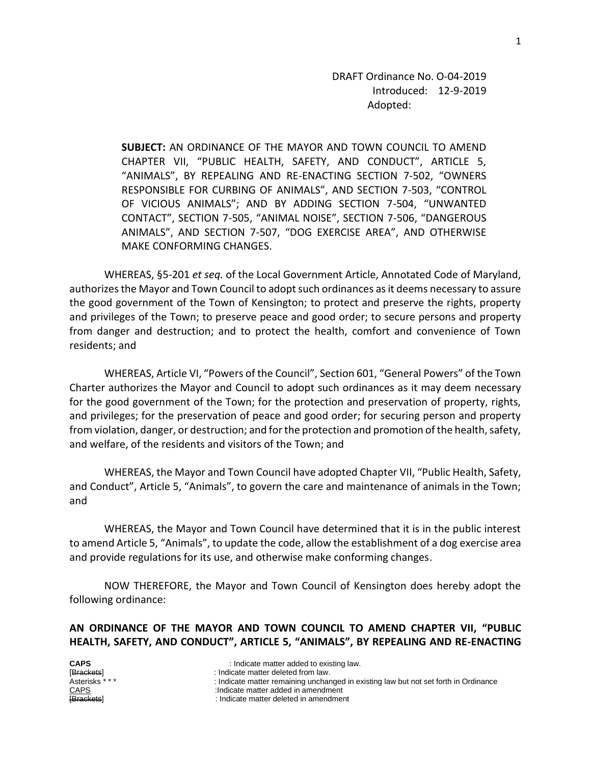DRAFT Ordinance No. O-04-2019
Introduced: 12-9-2019
Adopted:

**SUBJECT:** AN ORDINANCE OF THE MAYOR AND TOWN COUNCIL TO AMEND CHAPTER VII, "PUBLIC HEALTH, SAFETY, AND CONDUCT", ARTICLE 5, "ANIMALS", BY REPEALING AND RE-ENACTING SECTION 7-502, "OWNERS RESPONSIBLE FOR CURBING OF ANIMALS", AND SECTION 7-503, "CONTROL OF VICIOUS ANIMALS"; AND BY ADDING SECTION 7-504, "UNWANTED CONTACT", SECTION 7-505, "ANIMAL NOISE", SECTION 7-506, "DANGEROUS ANIMALS", AND SECTION 7-507, "DOG EXERCISE AREA", AND OTHERWISE MAKE CONFORMING CHANGES.

WHEREAS, §5-201 *et seq.* of the Local Government Article, Annotated Code of Maryland, authorizes the Mayor and Town Council to adopt such ordinances as it deems necessary to assure the good government of the Town of Kensington; to protect and preserve the rights, property and privileges of the Town; to preserve peace and good order; to secure persons and property from danger and destruction; and to protect the health, comfort and convenience of Town residents; and

WHEREAS, Article VI, "Powers of the Council", Section 601, "General Powers" of the Town Charter authorizes the Mayor and Council to adopt such ordinances as it may deem necessary for the good government of the Town; for the protection and preservation of property, rights, and privileges; for the preservation of peace and good order; for securing person and property from violation, danger, or destruction; and for the protection and promotion of the health, safety, and welfare, of the residents and visitors of the Town; and

WHEREAS, the Mayor and Town Council have adopted Chapter VII, "Public Health, Safety, and Conduct", Article 5, "Animals", to govern the care and maintenance of animals in the Town; and

WHEREAS, the Mayor and Town Council have determined that it is in the public interest to amend Article 5, "Animals", to update the code, allow the establishment of a dog exercise area and provide regulations for its use, and otherwise make conforming changes.

NOW THEREFORE, the Mayor and Town Council of Kensington does hereby adopt the following ordinance:

**AN ORDINANCE OF THE MAYOR AND TOWN COUNCIL TO AMEND CHAPTER VII, "PUBLIC HEALTH, SAFETY, AND CONDUCT", ARTICLE 5, "ANIMALS", BY REPEALING AND RE-ENACTING**

| | |
|---|---|
| **CAPS** | : Indicate matter added to existing law. |
| [~~Brackets~~] | : Indicate matter deleted from law. |
| Asterisks * * * | : Indicate matter remaining unchanged in existing law but not set forth in Ordinance |
| <u>CAPS</u> | :Indicate matter added in amendment |
| ~~[Brackets]~~ | : Indicate matter deleted in amendment |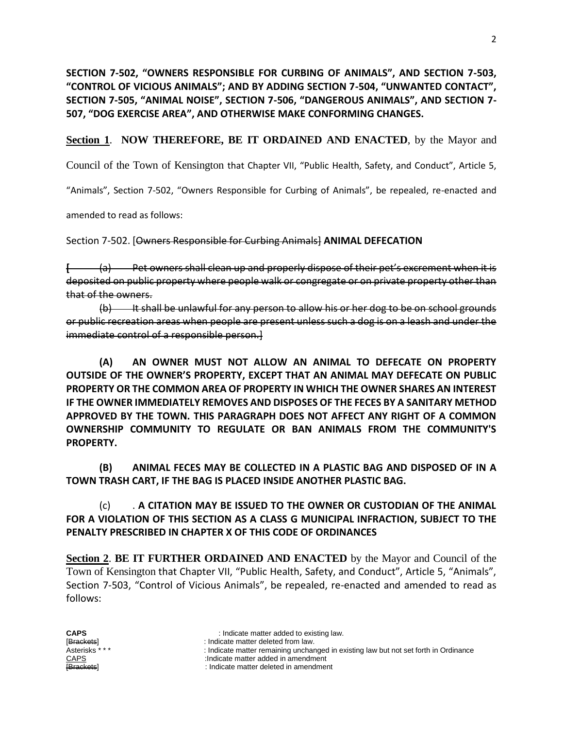**SECTION 7-502, "OWNERS RESPONSIBLE FOR CURBING OF ANIMALS", AND SECTION 7-503, "CONTROL OF VICIOUS ANIMALS"; AND BY ADDING SECTION 7-504, "UNWANTED CONTACT", SECTION 7-505, "ANIMAL NOISE", SECTION 7-506, "DANGEROUS ANIMALS", AND SECTION 7-507, "DOG EXERCISE AREA", AND OTHERWISE MAKE CONFORMING CHANGES.**

**Section 1**. **NOW THEREFORE, BE IT ORDAINED AND ENACTED**, by the Mayor and Council of the Town of Kensington that Chapter VII, "Public Health, Safety, and Conduct", Article 5, "Animals", Section 7-502, "Owners Responsible for Curbing of Animals", be repealed, re-enacted and amended to read as follows:

Section 7-502. [~~Owners Responsible for Curbing Animals~~] **ANIMAL DEFECATION**

**[** ~~(a) Pet owners shall clean up and properly dispose of their pet's excrement when it is deposited on public property where people walk or congregate or on private property other than that of the owners.~~

~~(b) It shall be unlawful for any person to allow his or her dog to be on school grounds or public recreation areas when people are present unless such a dog is on a leash and under the immediate control of a responsible person.~~]

**(A) AN OWNER MUST NOT ALLOW AN ANIMAL TO DEFECATE ON PROPERTY OUTSIDE OF THE OWNER'S PROPERTY, EXCEPT THAT AN ANIMAL MAY DEFECATE ON PUBLIC PROPERTY OR THE COMMON AREA OF PROPERTY IN WHICH THE OWNER SHARES AN INTEREST IF THE OWNER IMMEDIATELY REMOVES AND DISPOSES OF THE FECES BY A SANITARY METHOD APPROVED BY THE TOWN. THIS PARAGRAPH DOES NOT AFFECT ANY RIGHT OF A COMMON OWNERSHIP COMMUNITY TO REGULATE OR BAN ANIMALS FROM THE COMMUNITY'S PROPERTY.**

**(B) ANIMAL FECES MAY BE COLLECTED IN A PLASTIC BAG AND DISPOSED OF IN A TOWN TRASH CART, IF THE BAG IS PLACED INSIDE ANOTHER PLASTIC BAG.**

(c) . **A CITATION MAY BE ISSUED TO THE OWNER OR CUSTODIAN OF THE ANIMAL FOR A VIOLATION OF THIS SECTION AS A CLASS G MUNICIPAL INFRACTION, SUBJECT TO THE PENALTY PRESCRIBED IN CHAPTER X OF THIS CODE OF ORDINANCES**

**Section 2**. **BE IT FURTHER ORDAINED AND ENACTED** by the Mayor and Council of the Town of Kensington that Chapter VII, "Public Health, Safety, and Conduct", Article 5, "Animals", Section 7-503, "Control of Vicious Animals", be repealed, re-enacted and amended to read as follows:

**CAPS** : Indicate matter added to existing law.
[~~Brackets~~] : Indicate matter deleted from law.
Asterisks * * * : Indicate matter remaining unchanged in existing law but not set forth in Ordinance
CAPS :Indicate matter added in amendment
[~~Brackets~~] : Indicate matter deleted in amendment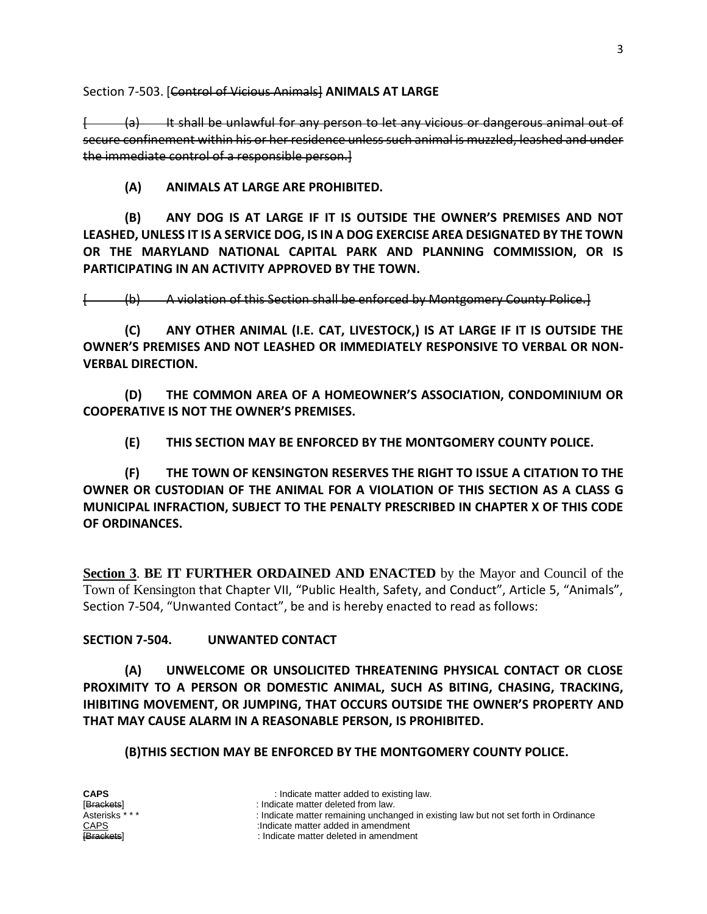Section 7-503. [~~Control of Vicious Animals~~] **ANIMALS AT LARGE**

[~~(a) It shall be unlawful for any person to let any vicious or dangerous animal out of secure confinement within his or her residence unless such animal is muzzled, leashed and under the immediate control of a responsible person.~~]

**(A) ANIMALS AT LARGE ARE PROHIBITED.**

**(B) ANY DOG IS AT LARGE IF IT IS OUTSIDE THE OWNER'S PREMISES AND NOT LEASHED, UNLESS IT IS A SERVICE DOG, IS IN A DOG EXERCISE AREA DESIGNATED BY THE TOWN OR THE MARYLAND NATIONAL CAPITAL PARK AND PLANNING COMMISSION, OR IS PARTICIPATING IN AN ACTIVITY APPROVED BY THE TOWN.**

[~~(b) A violation of this Section shall be enforced by Montgomery County Police.~~]

**(C) ANY OTHER ANIMAL (I.E. CAT, LIVESTOCK,) IS AT LARGE IF IT IS OUTSIDE THE OWNER'S PREMISES AND NOT LEASHED OR IMMEDIATELY RESPONSIVE TO VERBAL OR NON-VERBAL DIRECTION.**

**(D) THE COMMON AREA OF A HOMEOWNER'S ASSOCIATION, CONDOMINIUM OR COOPERATIVE IS NOT THE OWNER'S PREMISES.**

**(E) THIS SECTION MAY BE ENFORCED BY THE MONTGOMERY COUNTY POLICE.**

**(F) THE TOWN OF KENSINGTON RESERVES THE RIGHT TO ISSUE A CITATION TO THE OWNER OR CUSTODIAN OF THE ANIMAL FOR A VIOLATION OF THIS SECTION AS A CLASS G MUNICIPAL INFRACTION, SUBJECT TO THE PENALTY PRESCRIBED IN CHAPTER X OF THIS CODE OF ORDINANCES.**

**Section 3**. **BE IT FURTHER ORDAINED AND ENACTED** by the Mayor and Council of the Town of Kensington that Chapter VII, "Public Health, Safety, and Conduct", Article 5, "Animals", Section 7-504, "Unwanted Contact", be and is hereby enacted to read as follows:

**SECTION 7-504. UNWANTED CONTACT**

**(A) UNWELCOME OR UNSOLICITED THREATENING PHYSICAL CONTACT OR CLOSE PROXIMITY TO A PERSON OR DOMESTIC ANIMAL, SUCH AS BITING, CHASING, TRACKING, IHIBITING MOVEMENT, OR JUMPING, THAT OCCURS OUTSIDE THE OWNER'S PROPERTY AND THAT MAY CAUSE ALARM IN A REASONABLE PERSON, IS PROHIBITED.**

**(B)THIS SECTION MAY BE ENFORCED BY THE MONTGOMERY COUNTY POLICE.**

**CAPS** : Indicate matter added to existing law.
[~~Brackets~~] : Indicate matter deleted from law.
Asterisks * * * : Indicate matter remaining unchanged in existing law but not set forth in Ordinance
CAPS :Indicate matter added in amendment
[~~Brackets~~] : Indicate matter deleted in amendment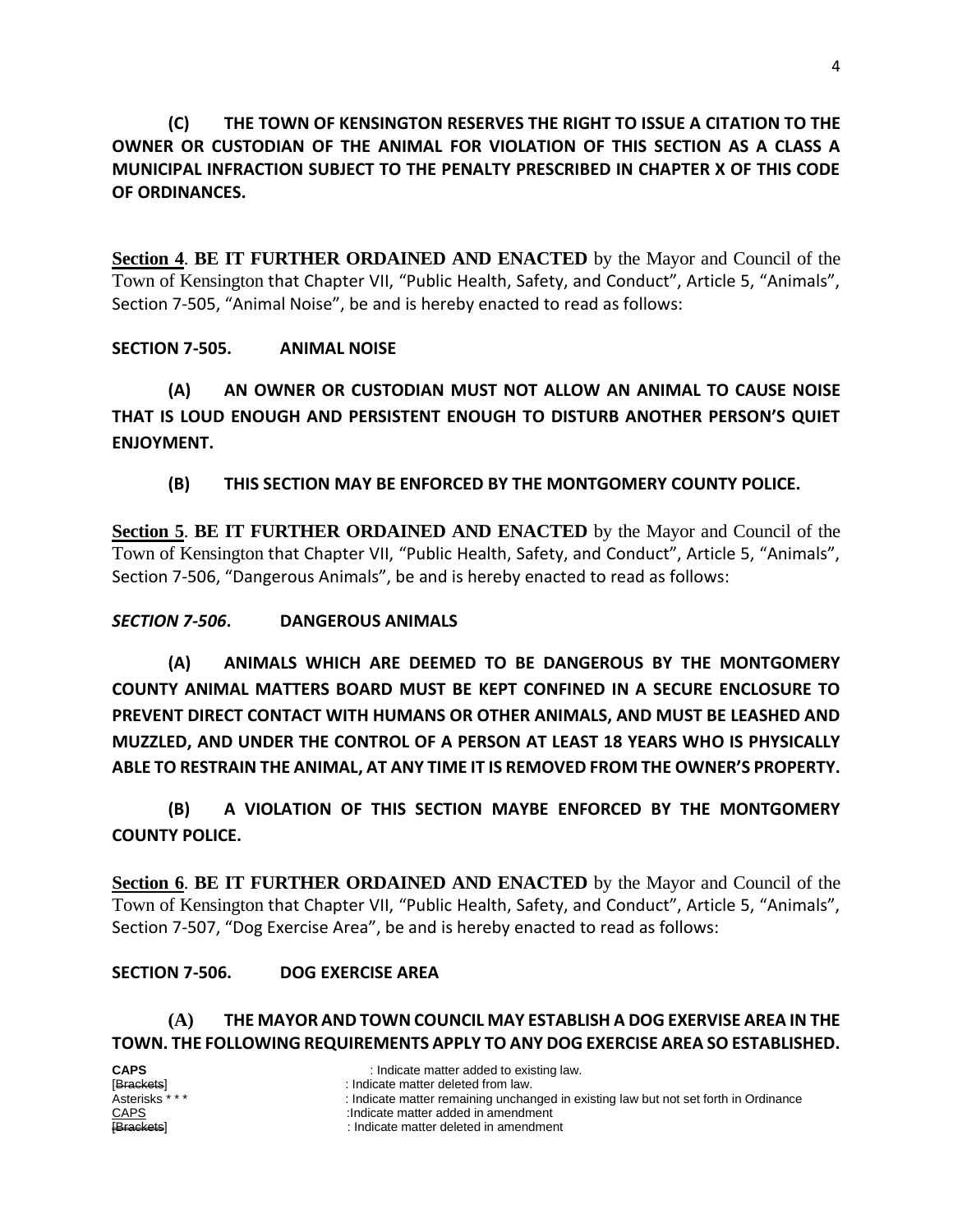**(C) THE TOWN OF KENSINGTON RESERVES THE RIGHT TO ISSUE A CITATION TO THE OWNER OR CUSTODIAN OF THE ANIMAL FOR VIOLATION OF THIS SECTION AS A CLASS A MUNICIPAL INFRACTION SUBJECT TO THE PENALTY PRESCRIBED IN CHAPTER X OF THIS CODE OF ORDINANCES.**

**Section 4**. **BE IT FURTHER ORDAINED AND ENACTED** by the Mayor and Council of the Town of Kensington that Chapter VII, "Public Health, Safety, and Conduct", Article 5, "Animals", Section 7-505, "Animal Noise", be and is hereby enacted to read as follows:

**SECTION 7-505. ANIMAL NOISE**

**(A) AN OWNER OR CUSTODIAN MUST NOT ALLOW AN ANIMAL TO CAUSE NOISE THAT IS LOUD ENOUGH AND PERSISTENT ENOUGH TO DISTURB ANOTHER PERSON'S QUIET ENJOYMENT.**

**(B) THIS SECTION MAY BE ENFORCED BY THE MONTGOMERY COUNTY POLICE.**

**Section 5**. **BE IT FURTHER ORDAINED AND ENACTED** by the Mayor and Council of the Town of Kensington that Chapter VII, "Public Health, Safety, and Conduct", Article 5, "Animals", Section 7-506, "Dangerous Animals", be and is hereby enacted to read as follows:

***SECTION 7-506*. DANGEROUS ANIMALS**

**(A) ANIMALS WHICH ARE DEEMED TO BE DANGEROUS BY THE MONTGOMERY COUNTY ANIMAL MATTERS BOARD MUST BE KEPT CONFINED IN A SECURE ENCLOSURE TO PREVENT DIRECT CONTACT WITH HUMANS OR OTHER ANIMALS, AND MUST BE LEASHED AND MUZZLED, AND UNDER THE CONTROL OF A PERSON AT LEAST 18 YEARS WHO IS PHYSICALLY ABLE TO RESTRAIN THE ANIMAL, AT ANY TIME IT IS REMOVED FROM THE OWNER'S PROPERTY.**

**(B) A VIOLATION OF THIS SECTION MAYBE ENFORCED BY THE MONTGOMERY COUNTY POLICE.**

**Section 6**. **BE IT FURTHER ORDAINED AND ENACTED** by the Mayor and Council of the Town of Kensington that Chapter VII, "Public Health, Safety, and Conduct", Article 5, "Animals", Section 7-507, "Dog Exercise Area", be and is hereby enacted to read as follows:

**SECTION 7-506. DOG EXERCISE AREA**

**(A) THE MAYOR AND TOWN COUNCIL MAY ESTABLISH A DOG EXERVISE AREA IN THE TOWN. THE FOLLOWING REQUIREMENTS APPLY TO ANY DOG EXERCISE AREA SO ESTABLISHED.**

**CAPS** : Indicate matter added to existing law.
[~~Brackets~~] : Indicate matter deleted from law.
Asterisks * * * : Indicate matter remaining unchanged in existing law but not set forth in Ordinance
<u>CAPS</u> :Indicate matter added in amendment
~~[Brackets]~~ : Indicate matter deleted in amendment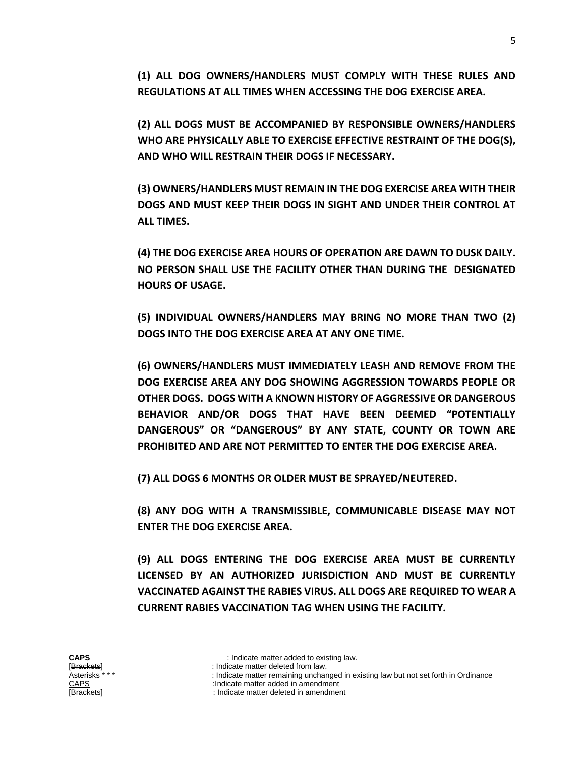**(1) ALL DOG OWNERS/HANDLERS MUST COMPLY WITH THESE RULES AND REGULATIONS AT ALL TIMES WHEN ACCESSING THE DOG EXERCISE AREA.**

**(2) ALL DOGS MUST BE ACCOMPANIED BY RESPONSIBLE OWNERS/HANDLERS WHO ARE PHYSICALLY ABLE TO EXERCISE EFFECTIVE RESTRAINT OF THE DOG(S), AND WHO WILL RESTRAIN THEIR DOGS IF NECESSARY.**

**(3) OWNERS/HANDLERS MUST REMAIN IN THE DOG EXERCISE AREA WITH THEIR DOGS AND MUST KEEP THEIR DOGS IN SIGHT AND UNDER THEIR CONTROL AT ALL TIMES.**

**(4) THE DOG EXERCISE AREA HOURS OF OPERATION ARE DAWN TO DUSK DAILY. NO PERSON SHALL USE THE FACILITY OTHER THAN DURING THE DESIGNATED HOURS OF USAGE.**

**(5) INDIVIDUAL OWNERS/HANDLERS MAY BRING NO MORE THAN TWO (2) DOGS INTO THE DOG EXERCISE AREA AT ANY ONE TIME.**

**(6) OWNERS/HANDLERS MUST IMMEDIATELY LEASH AND REMOVE FROM THE DOG EXERCISE AREA ANY DOG SHOWING AGGRESSION TOWARDS PEOPLE OR OTHER DOGS. DOGS WITH A KNOWN HISTORY OF AGGRESSIVE OR DANGEROUS BEHAVIOR AND/OR DOGS THAT HAVE BEEN DEEMED "POTENTIALLY DANGEROUS" OR "DANGEROUS" BY ANY STATE, COUNTY OR TOWN ARE PROHIBITED AND ARE NOT PERMITTED TO ENTER THE DOG EXERCISE AREA.**

**(7) ALL DOGS 6 MONTHS OR OLDER MUST BE SPRAYED/NEUTERED.**

**(8) ANY DOG WITH A TRANSMISSIBLE, COMMUNICABLE DISEASE MAY NOT ENTER THE DOG EXERCISE AREA.**

**(9) ALL DOGS ENTERING THE DOG EXERCISE AREA MUST BE CURRENTLY LICENSED BY AN AUTHORIZED JURISDICTION AND MUST BE CURRENTLY VACCINATED AGAINST THE RABIES VIRUS. ALL DOGS ARE REQUIRED TO WEAR A CURRENT RABIES VACCINATION TAG WHEN USING THE FACILITY.**

**CAPS** : Indicate matter added to existing law.
[~~Brackets~~] : Indicate matter deleted from law.
Asterisks * * * : Indicate matter remaining unchanged in existing law but not set forth in Ordinance
CAPS :Indicate matter added in amendment
[~~Brackets~~] : Indicate matter deleted in amendment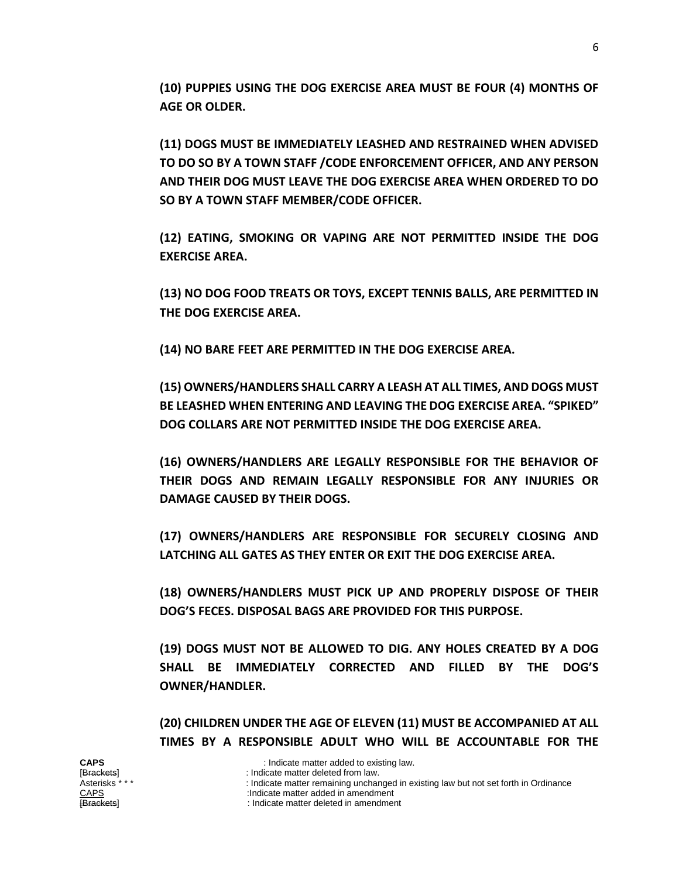**(10) PUPPIES USING THE DOG EXERCISE AREA MUST BE FOUR (4) MONTHS OF AGE OR OLDER.**

**(11) DOGS MUST BE IMMEDIATELY LEASHED AND RESTRAINED WHEN ADVISED TO DO SO BY A TOWN STAFF /CODE ENFORCEMENT OFFICER, AND ANY PERSON AND THEIR DOG MUST LEAVE THE DOG EXERCISE AREA WHEN ORDERED TO DO SO BY A TOWN STAFF MEMBER/CODE OFFICER.**

**(12) EATING, SMOKING OR VAPING ARE NOT PERMITTED INSIDE THE DOG EXERCISE AREA.**

**(13) NO DOG FOOD TREATS OR TOYS, EXCEPT TENNIS BALLS, ARE PERMITTED IN THE DOG EXERCISE AREA.**

**(14) NO BARE FEET ARE PERMITTED IN THE DOG EXERCISE AREA.**

**(15) OWNERS/HANDLERS SHALL CARRY A LEASH AT ALL TIMES, AND DOGS MUST BE LEASHED WHEN ENTERING AND LEAVING THE DOG EXERCISE AREA. "SPIKED" DOG COLLARS ARE NOT PERMITTED INSIDE THE DOG EXERCISE AREA.**

**(16) OWNERS/HANDLERS ARE LEGALLY RESPONSIBLE FOR THE BEHAVIOR OF THEIR DOGS AND REMAIN LEGALLY RESPONSIBLE FOR ANY INJURIES OR DAMAGE CAUSED BY THEIR DOGS.**

**(17) OWNERS/HANDLERS ARE RESPONSIBLE FOR SECURELY CLOSING AND LATCHING ALL GATES AS THEY ENTER OR EXIT THE DOG EXERCISE AREA.**

**(18) OWNERS/HANDLERS MUST PICK UP AND PROPERLY DISPOSE OF THEIR DOG'S FECES. DISPOSAL BAGS ARE PROVIDED FOR THIS PURPOSE.**

**(19) DOGS MUST NOT BE ALLOWED TO DIG. ANY HOLES CREATED BY A DOG SHALL BE IMMEDIATELY CORRECTED AND FILLED BY THE DOG'S OWNER/HANDLER.**

**(20) CHILDREN UNDER THE AGE OF ELEVEN (11) MUST BE ACCOMPANIED AT ALL TIMES BY A RESPONSIBLE ADULT WHO WILL BE ACCOUNTABLE FOR THE**

**CAPS** : Indicate matter added to existing law.
[~~Brackets~~] : Indicate matter deleted from law.
Asterisks * * * : Indicate matter remaining unchanged in existing law but not set forth in Ordinance
<u>CAPS</u> :Indicate matter added in amendment
~~[Brackets]~~ : Indicate matter deleted in amendment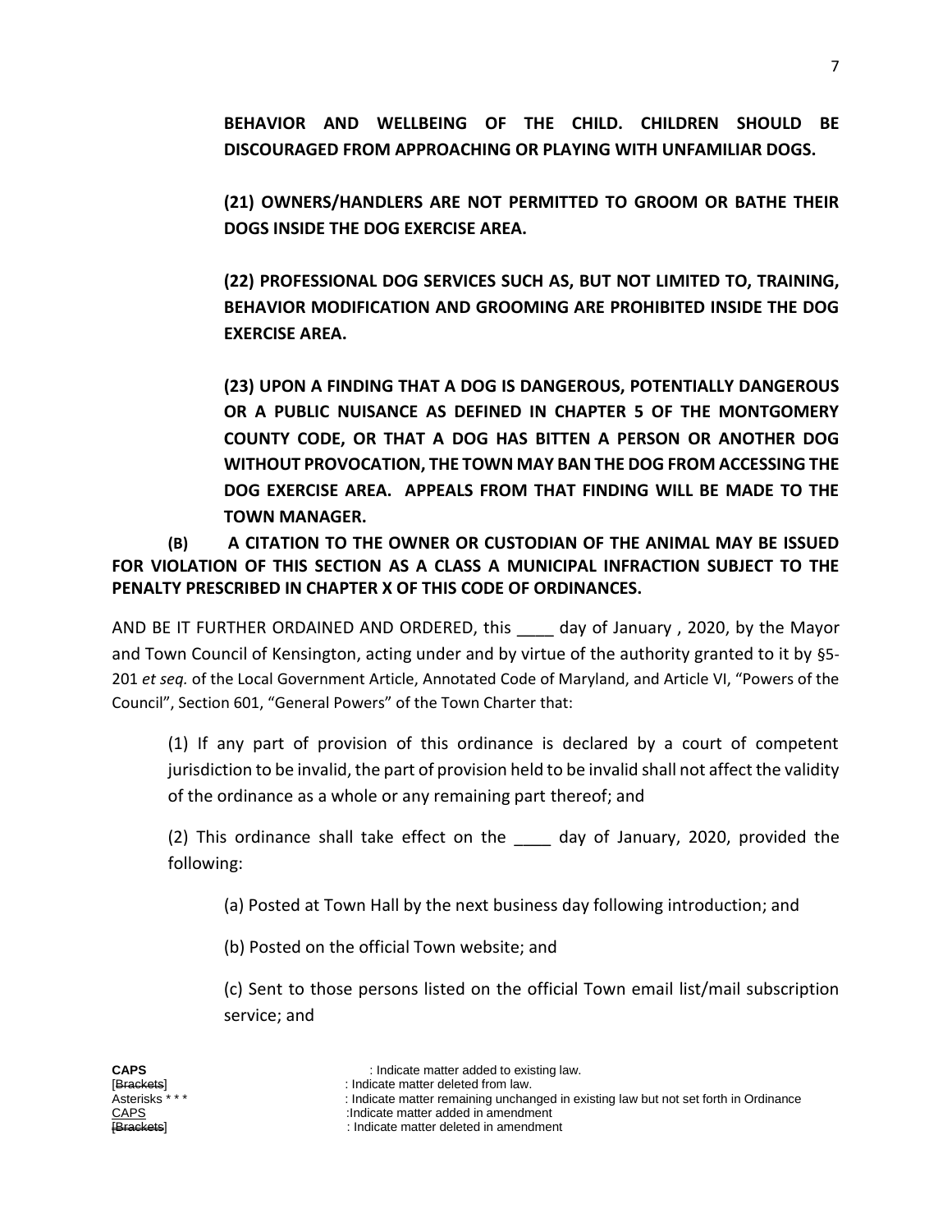**BEHAVIOR AND WELLBEING OF THE CHILD. CHILDREN SHOULD BE DISCOURAGED FROM APPROACHING OR PLAYING WITH UNFAMILIAR DOGS.**

**(21) OWNERS/HANDLERS ARE NOT PERMITTED TO GROOM OR BATHE THEIR DOGS INSIDE THE DOG EXERCISE AREA.**

**(22) PROFESSIONAL DOG SERVICES SUCH AS, BUT NOT LIMITED TO, TRAINING, BEHAVIOR MODIFICATION AND GROOMING ARE PROHIBITED INSIDE THE DOG EXERCISE AREA.**

**(23) UPON A FINDING THAT A DOG IS DANGEROUS, POTENTIALLY DANGEROUS OR A PUBLIC NUISANCE AS DEFINED IN CHAPTER 5 OF THE MONTGOMERY COUNTY CODE, OR THAT A DOG HAS BITTEN A PERSON OR ANOTHER DOG WITHOUT PROVOCATION, THE TOWN MAY BAN THE DOG FROM ACCESSING THE DOG EXERCISE AREA. APPEALS FROM THAT FINDING WILL BE MADE TO THE TOWN MANAGER.**

**(B) A CITATION TO THE OWNER OR CUSTODIAN OF THE ANIMAL MAY BE ISSUED FOR VIOLATION OF THIS SECTION AS A CLASS A MUNICIPAL INFRACTION SUBJECT TO THE PENALTY PRESCRIBED IN CHAPTER X OF THIS CODE OF ORDINANCES.**

AND BE IT FURTHER ORDAINED AND ORDERED, this ____ day of January , 2020, by the Mayor and Town Council of Kensington, acting under and by virtue of the authority granted to it by §5-201 *et seq.* of the Local Government Article, Annotated Code of Maryland, and Article VI, "Powers of the Council", Section 601, "General Powers" of the Town Charter that:

(1) If any part of provision of this ordinance is declared by a court of competent jurisdiction to be invalid, the part of provision held to be invalid shall not affect the validity of the ordinance as a whole or any remaining part thereof; and

(2) This ordinance shall take effect on the ____ day of January, 2020, provided the following:

(a) Posted at Town Hall by the next business day following introduction; and

(b) Posted on the official Town website; and

(c) Sent to those persons listed on the official Town email list/mail subscription service; and

**CAPS** : Indicate matter added to existing law.
[~~Brackets~~] : Indicate matter deleted from law.
Asterisks * * * : Indicate matter remaining unchanged in existing law but not set forth in Ordinance
<u>CAPS</u> :Indicate matter added in amendment
~~[Brackets]~~ : Indicate matter deleted in amendment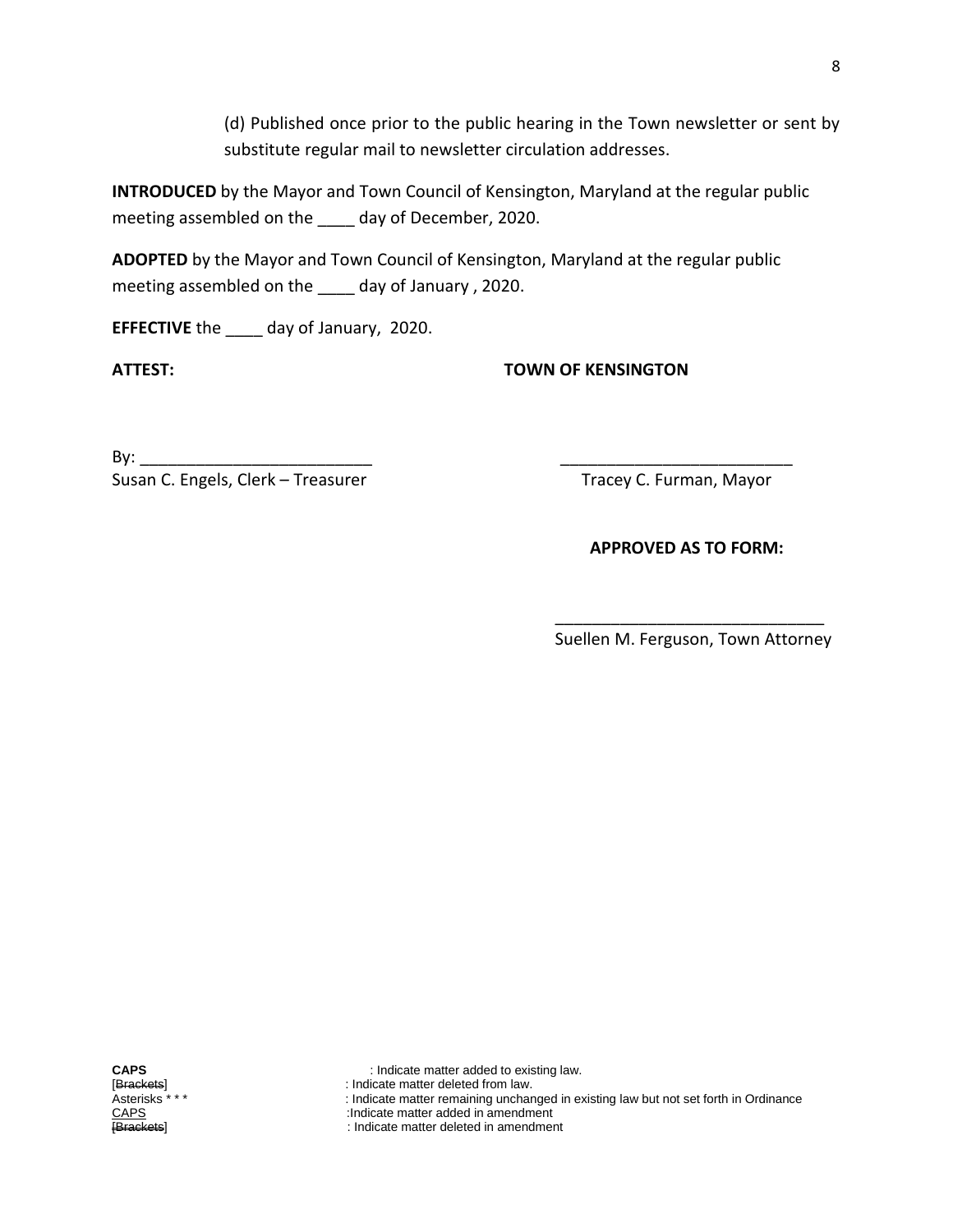(d) Published once prior to the public hearing in the Town newsletter or sent by substitute regular mail to newsletter circulation addresses.

**INTRODUCED** by the Mayor and Town Council of Kensington, Maryland at the regular public meeting assembled on the ____ day of December, 2020.

**ADOPTED** by the Mayor and Town Council of Kensington, Maryland at the regular public meeting assembled on the ____ day of January , 2020.

**EFFECTIVE** the ____ day of January, 2020.

**ATTEST:** **TOWN OF KENSINGTON**

By: _________________________ _________________________
Susan C. Engels, Clerk – Treasurer Tracey C. Furman, Mayor

**APPROVED AS TO FORM:**

_____________________________
Suellen M. Ferguson, Town Attorney

**CAPS** : Indicate matter added to existing law.
[~~Brackets~~] : Indicate matter deleted from law.
Asterisks * * * : Indicate matter remaining unchanged in existing law but not set forth in Ordinance
<u>CAPS</u> :Indicate matter added in amendment
~~[Brackets]~~ : Indicate matter deleted in amendment